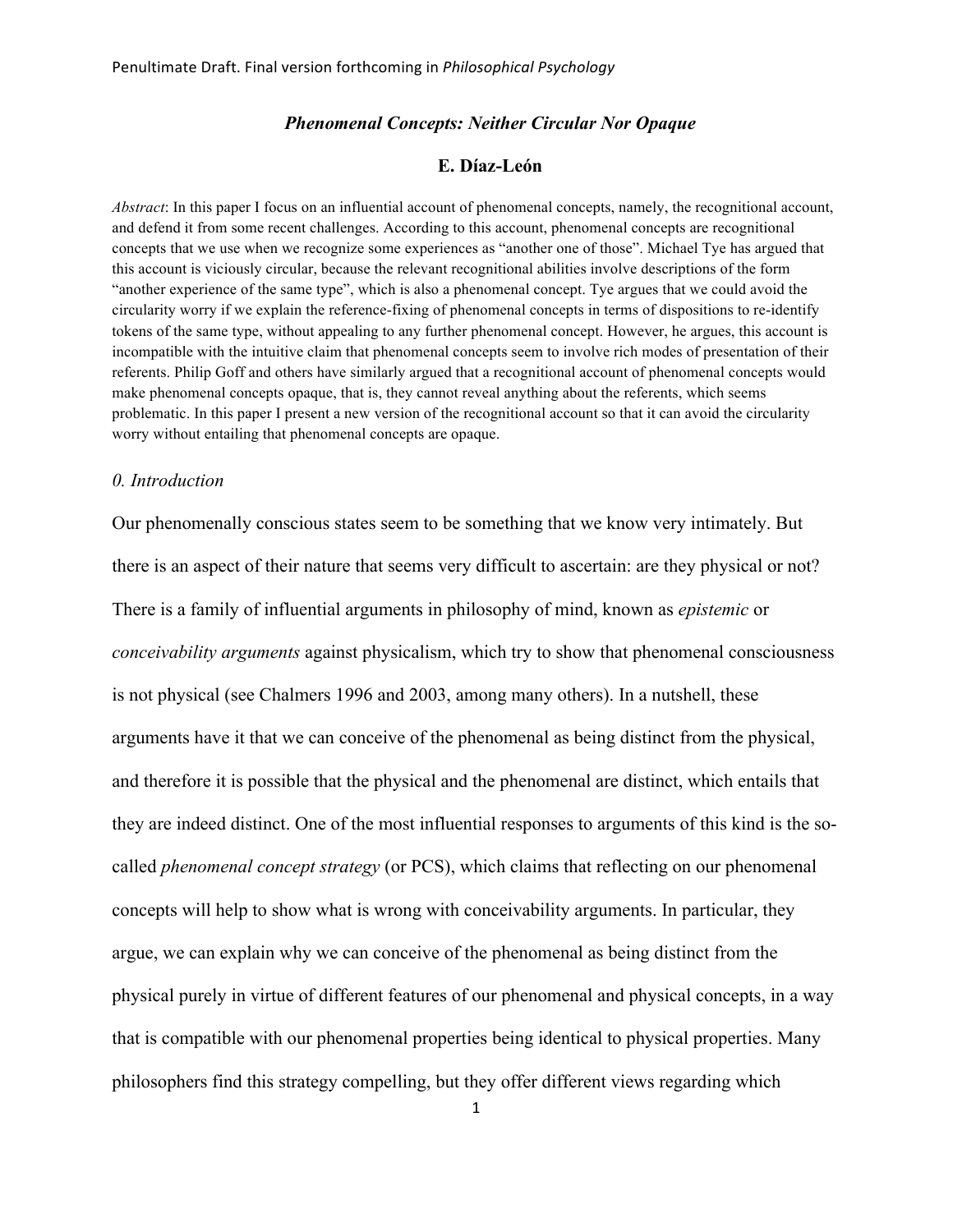Penultimate Draft. Final version forthcoming in *Philosophical Psychology*

# *Phenomenal Concepts: Neither Circular Nor Opaque*

**E. Díaz-León**

*Abstract*: In this paper I focus on an influential account of phenomenal concepts, namely, the recognitional account, and defend it from some recent challenges. According to this account, phenomenal concepts are recognitional concepts that we use when we recognize some experiences as "another one of those". Michael Tye has argued that this account is viciously circular, because the relevant recognitional abilities involve descriptions of the form "another experience of the same type", which is also a phenomenal concept. Tye argues that we could avoid the circularity worry if we explain the reference-fixing of phenomenal concepts in terms of dispositions to re-identify tokens of the same type, without appealing to any further phenomenal concept. However, he argues, this account is incompatible with the intuitive claim that phenomenal concepts seem to involve rich modes of presentation of their referents. Philip Goff and others have similarly argued that a recognitional account of phenomenal concepts would make phenomenal concepts opaque, that is, they cannot reveal anything about the referents, which seems problematic. In this paper I present a new version of the recognitional account so that it can avoid the circularity worry without entailing that phenomenal concepts are opaque.

## *0. Introduction*

Our phenomenally conscious states seem to be something that we know very intimately. But there is an aspect of their nature that seems very difficult to ascertain: are they physical or not? There is a family of influential arguments in philosophy of mind, known as *epistemic* or *conceivability arguments* against physicalism, which try to show that phenomenal consciousness is not physical (see Chalmers 1996 and 2003, among many others). In a nutshell, these arguments have it that we can conceive of the phenomenal as being distinct from the physical, and therefore it is possible that the physical and the phenomenal are distinct, which entails that they are indeed distinct. One of the most influential responses to arguments of this kind is the so-called *phenomenal concept strategy* (or PCS), which claims that reflecting on our phenomenal concepts will help to show what is wrong with conceivability arguments. In particular, they argue, we can explain why we can conceive of the phenomenal as being distinct from the physical purely in virtue of different features of our phenomenal and physical concepts, in a way that is compatible with our phenomenal properties being identical to physical properties. Many philosophers find this strategy compelling, but they offer different views regarding which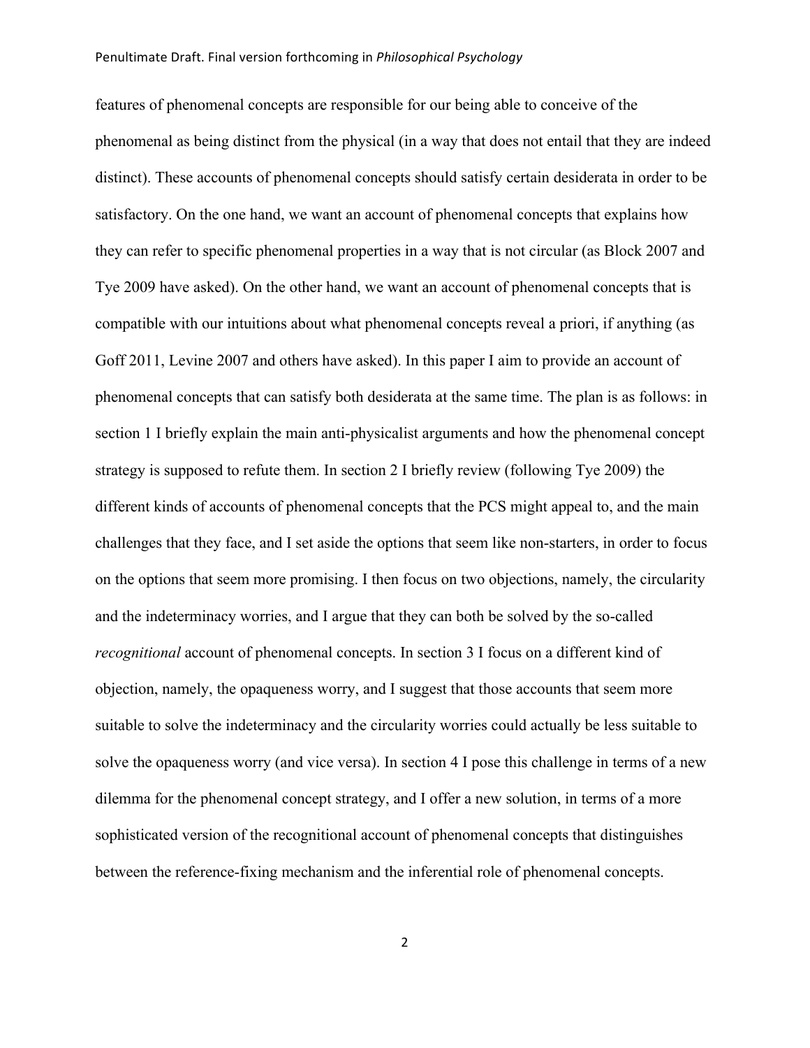features of phenomenal concepts are responsible for our being able to conceive of the phenomenal as being distinct from the physical (in a way that does not entail that they are indeed distinct). These accounts of phenomenal concepts should satisfy certain desiderata in order to be satisfactory. On the one hand, we want an account of phenomenal concepts that explains how they can refer to specific phenomenal properties in a way that is not circular (as Block 2007 and Tye 2009 have asked). On the other hand, we want an account of phenomenal concepts that is compatible with our intuitions about what phenomenal concepts reveal a priori, if anything (as Goff 2011, Levine 2007 and others have asked). In this paper I aim to provide an account of phenomenal concepts that can satisfy both desiderata at the same time. The plan is as follows: in section 1 I briefly explain the main anti-physicalist arguments and how the phenomenal concept strategy is supposed to refute them. In section 2 I briefly review (following Tye 2009) the different kinds of accounts of phenomenal concepts that the PCS might appeal to, and the main challenges that they face, and I set aside the options that seem like non-starters, in order to focus on the options that seem more promising. I then focus on two objections, namely, the circularity and the indeterminacy worries, and I argue that they can both be solved by the so-called *recognitional* account of phenomenal concepts. In section 3 I focus on a different kind of objection, namely, the opaqueness worry, and I suggest that those accounts that seem more suitable to solve the indeterminacy and the circularity worries could actually be less suitable to solve the opaqueness worry (and vice versa). In section 4 I pose this challenge in terms of a new dilemma for the phenomenal concept strategy, and I offer a new solution, in terms of a more sophisticated version of the recognitional account of phenomenal concepts that distinguishes between the reference-fixing mechanism and the inferential role of phenomenal concepts.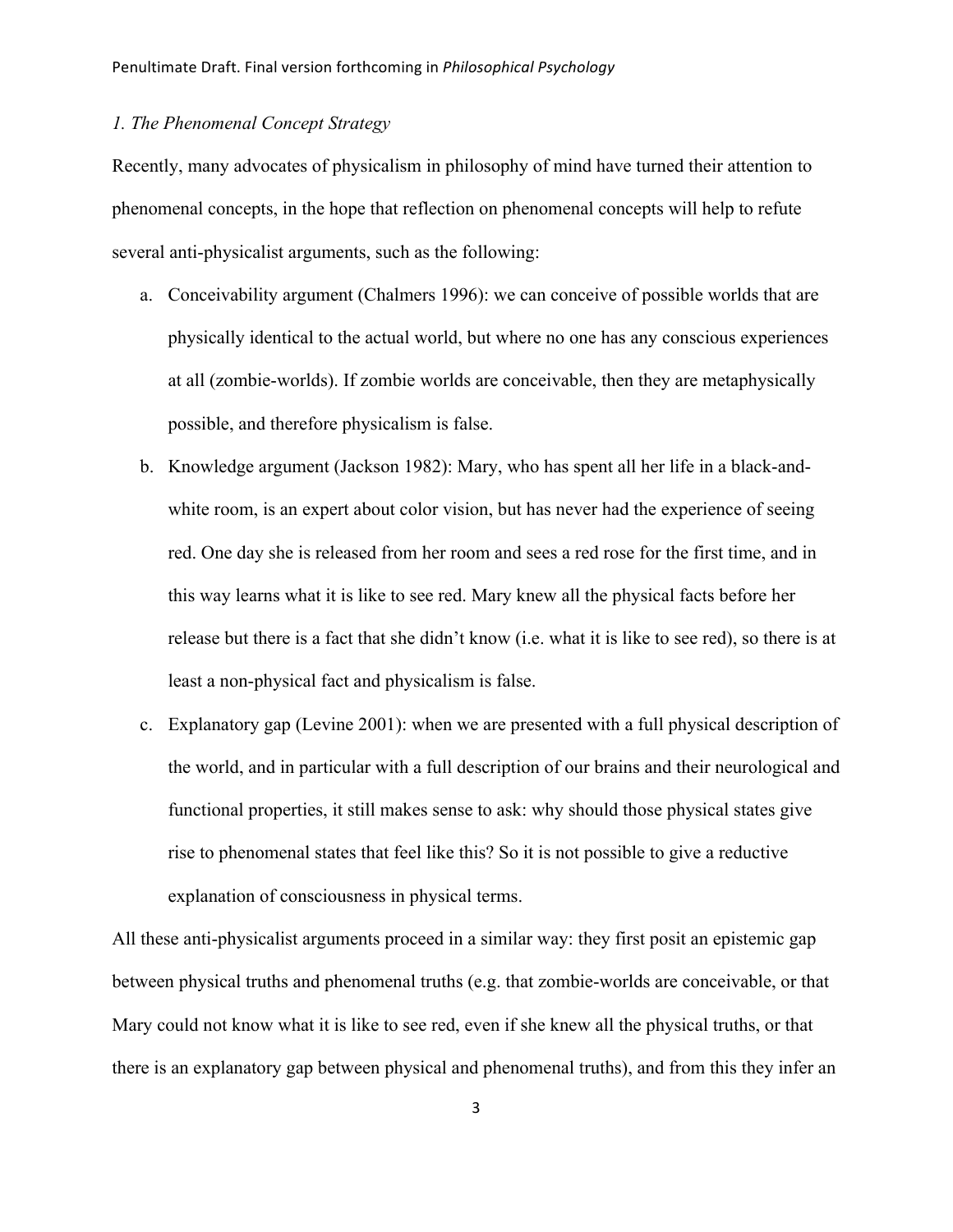*1. The Phenomenal Concept Strategy*

Recently, many advocates of physicalism in philosophy of mind have turned their attention to phenomenal concepts, in the hope that reflection on phenomenal concepts will help to refute several anti-physicalist arguments, such as the following:

a. Conceivability argument (Chalmers 1996): we can conceive of possible worlds that are physically identical to the actual world, but where no one has any conscious experiences at all (zombie-worlds). If zombie worlds are conceivable, then they are metaphysically possible, and therefore physicalism is false.

b. Knowledge argument (Jackson 1982): Mary, who has spent all her life in a black-and-white room, is an expert about color vision, but has never had the experience of seeing red. One day she is released from her room and sees a red rose for the first time, and in this way learns what it is like to see red. Mary knew all the physical facts before her release but there is a fact that she didn't know (i.e. what it is like to see red), so there is at least a non-physical fact and physicalism is false.

c. Explanatory gap (Levine 2001): when we are presented with a full physical description of the world, and in particular with a full description of our brains and their neurological and functional properties, it still makes sense to ask: why should those physical states give rise to phenomenal states that feel like this? So it is not possible to give a reductive explanation of consciousness in physical terms.

All these anti-physicalist arguments proceed in a similar way: they first posit an epistemic gap between physical truths and phenomenal truths (e.g. that zombie-worlds are conceivable, or that Mary could not know what it is like to see red, even if she knew all the physical truths, or that there is an explanatory gap between physical and phenomenal truths), and from this they infer an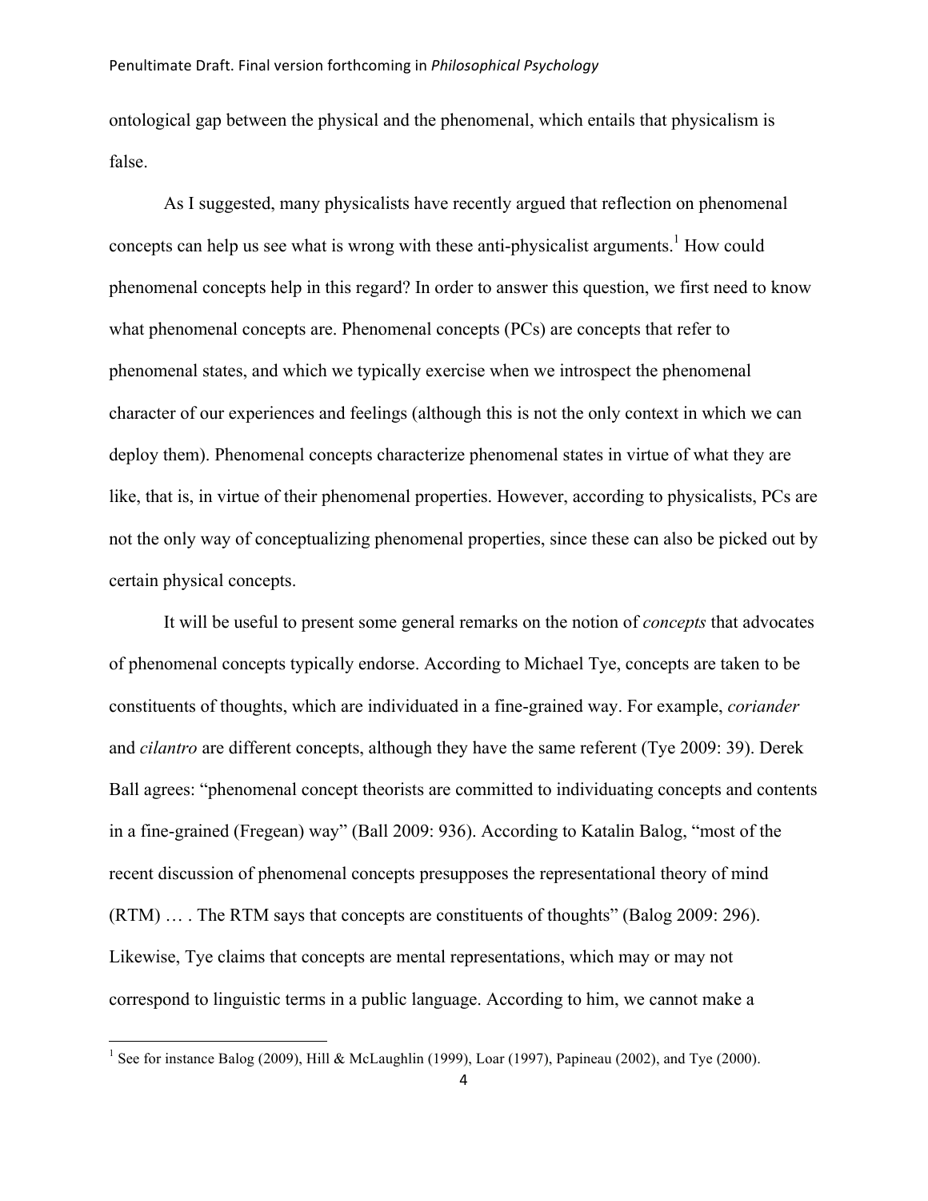ontological gap between the physical and the phenomenal, which entails that physicalism is false.

As I suggested, many physicalists have recently argued that reflection on phenomenal concepts can help us see what is wrong with these anti-physicalist arguments.[1] How could phenomenal concepts help in this regard? In order to answer this question, we first need to know what phenomenal concepts are. Phenomenal concepts (PCs) are concepts that refer to phenomenal states, and which we typically exercise when we introspect the phenomenal character of our experiences and feelings (although this is not the only context in which we can deploy them). Phenomenal concepts characterize phenomenal states in virtue of what they are like, that is, in virtue of their phenomenal properties. However, according to physicalists, PCs are not the only way of conceptualizing phenomenal properties, since these can also be picked out by certain physical concepts.

It will be useful to present some general remarks on the notion of *concepts* that advocates of phenomenal concepts typically endorse. According to Michael Tye, concepts are taken to be constituents of thoughts, which are individuated in a fine-grained way. For example, *coriander* and *cilantro* are different concepts, although they have the same referent (Tye 2009: 39). Derek Ball agrees: "phenomenal concept theorists are committed to individuating concepts and contents in a fine-grained (Fregean) way" (Ball 2009: 936). According to Katalin Balog, "most of the recent discussion of phenomenal concepts presupposes the representational theory of mind (RTM) … . The RTM says that concepts are constituents of thoughts" (Balog 2009: 296). Likewise, Tye claims that concepts are mental representations, which may or may not correspond to linguistic terms in a public language. According to him, we cannot make a

[1] See for instance Balog (2009), Hill & McLaughlin (1999), Loar (1997), Papineau (2002), and Tye (2000).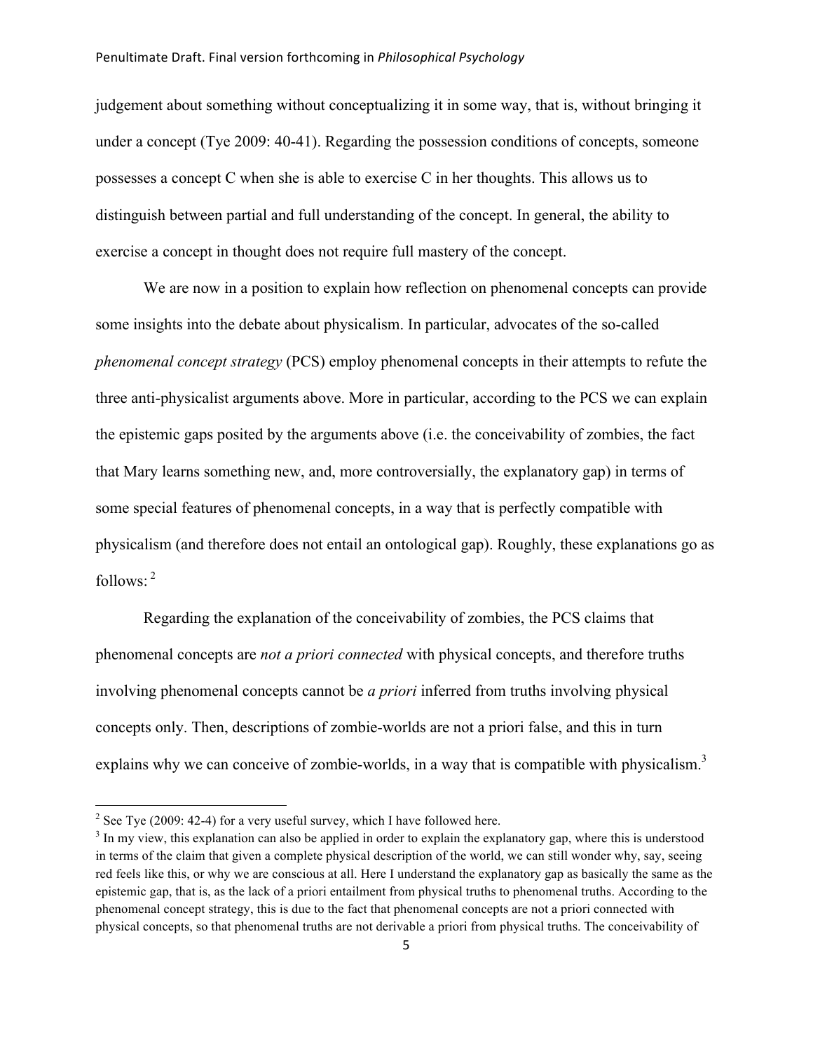judgement about something without conceptualizing it in some way, that is, without bringing it under a concept (Tye 2009: 40-41). Regarding the possession conditions of concepts, someone possesses a concept C when she is able to exercise C in her thoughts. This allows us to distinguish between partial and full understanding of the concept. In general, the ability to exercise a concept in thought does not require full mastery of the concept.

We are now in a position to explain how reflection on phenomenal concepts can provide some insights into the debate about physicalism. In particular, advocates of the so-called *phenomenal concept strategy* (PCS) employ phenomenal concepts in their attempts to refute the three anti-physicalist arguments above. More in particular, according to the PCS we can explain the epistemic gaps posited by the arguments above (i.e. the conceivability of zombies, the fact that Mary learns something new, and, more controversially, the explanatory gap) in terms of some special features of phenomenal concepts, in a way that is perfectly compatible with physicalism (and therefore does not entail an ontological gap). Roughly, these explanations go as follows: [2]

Regarding the explanation of the conceivability of zombies, the PCS claims that phenomenal concepts are *not a priori connected* with physical concepts, and therefore truths involving phenomenal concepts cannot be *a priori* inferred from truths involving physical concepts only. Then, descriptions of zombie-worlds are not a priori false, and this in turn explains why we can conceive of zombie-worlds, in a way that is compatible with physicalism.[3]

---

[2] See Tye (2009: 42-4) for a very useful survey, which I have followed here.

[3] In my view, this explanation can also be applied in order to explain the explanatory gap, where this is understood in terms of the claim that given a complete physical description of the world, we can still wonder why, say, seeing red feels like this, or why we are conscious at all. Here I understand the explanatory gap as basically the same as the epistemic gap, that is, as the lack of a priori entailment from physical truths to phenomenal truths. According to the phenomenal concept strategy, this is due to the fact that phenomenal concepts are not a priori connected with physical concepts, so that phenomenal truths are not derivable a priori from physical truths. The conceivability of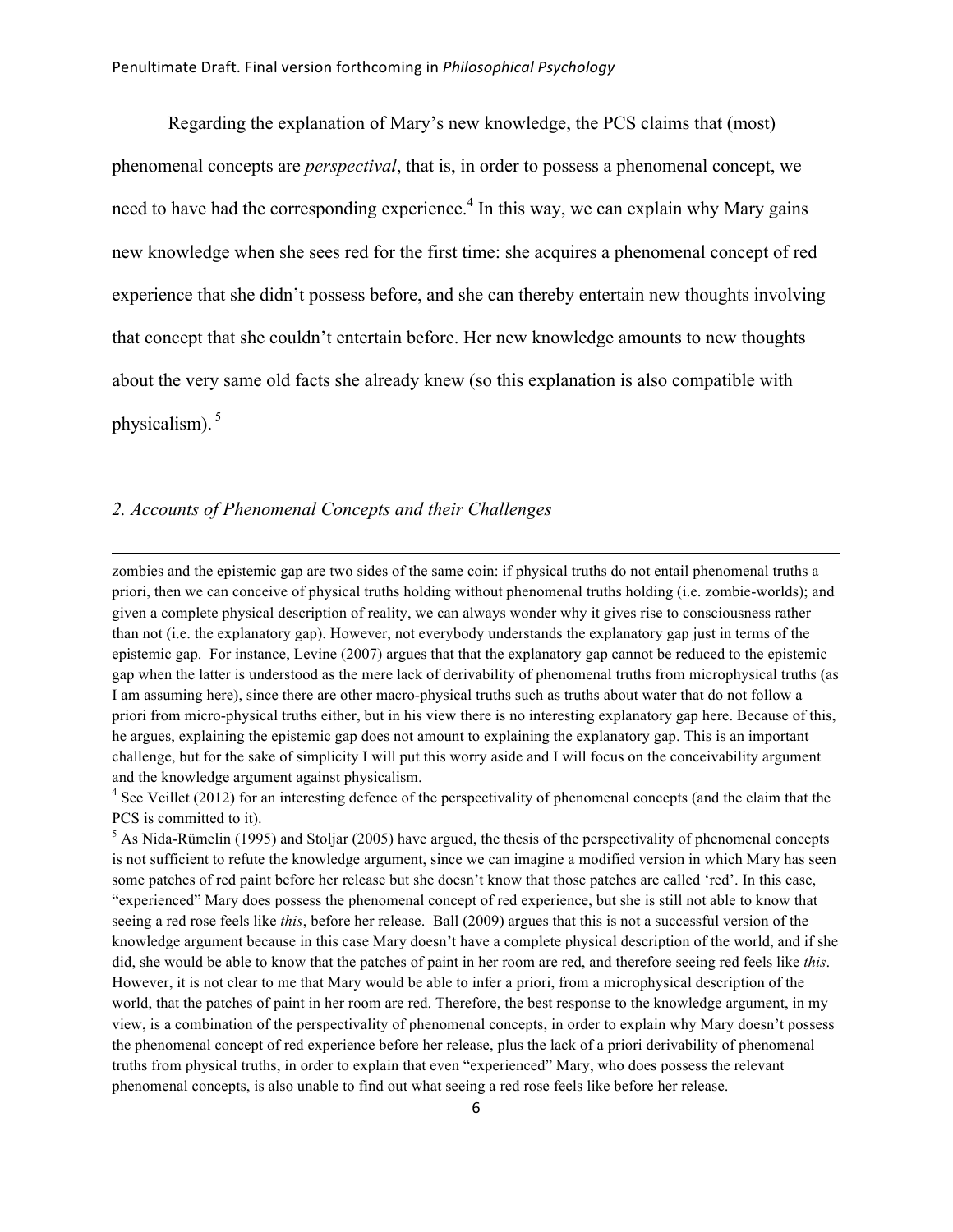Regarding the explanation of Mary's new knowledge, the PCS claims that (most) phenomenal concepts are *perspectival*, that is, in order to possess a phenomenal concept, we need to have had the corresponding experience.[4] In this way, we can explain why Mary gains new knowledge when she sees red for the first time: she acquires a phenomenal concept of red experience that she didn't possess before, and she can thereby entertain new thoughts involving that concept that she couldn't entertain before. Her new knowledge amounts to new thoughts about the very same old facts she already knew (so this explanation is also compatible with physicalism).[5]

## *2. Accounts of Phenomenal Concepts and their Challenges*

---

zombies and the epistemic gap are two sides of the same coin: if physical truths do not entail phenomenal truths a priori, then we can conceive of physical truths holding without phenomenal truths holding (i.e. zombie-worlds); and given a complete physical description of reality, we can always wonder why it gives rise to consciousness rather than not (i.e. the explanatory gap). However, not everybody understands the explanatory gap just in terms of the epistemic gap. For instance, Levine (2007) argues that that the explanatory gap cannot be reduced to the epistemic gap when the latter is understood as the mere lack of derivability of phenomenal truths from microphysical truths (as I am assuming here), since there are other macro-physical truths such as truths about water that do not follow a priori from micro-physical truths either, but in his view there is no interesting explanatory gap here. Because of this, he argues, explaining the epistemic gap does not amount to explaining the explanatory gap. This is an important challenge, but for the sake of simplicity I will put this worry aside and I will focus on the conceivability argument and the knowledge argument against physicalism.

[4] See Veillet (2012) for an interesting defence of the perspectivality of phenomenal concepts (and the claim that the PCS is committed to it).

[5] As Nida-Rümelin (1995) and Stoljar (2005) have argued, the thesis of the perspectivality of phenomenal concepts is not sufficient to refute the knowledge argument, since we can imagine a modified version in which Mary has seen some patches of red paint before her release but she doesn't know that those patches are called 'red'. In this case, "experienced" Mary does possess the phenomenal concept of red experience, but she is still not able to know that seeing a red rose feels like *this*, before her release. Ball (2009) argues that this is not a successful version of the knowledge argument because in this case Mary doesn't have a complete physical description of the world, and if she did, she would be able to know that the patches of paint in her room are red, and therefore seeing red feels like *this*. However, it is not clear to me that Mary would be able to infer a priori, from a microphysical description of the world, that the patches of paint in her room are red. Therefore, the best response to the knowledge argument, in my view, is a combination of the perspectivality of phenomenal concepts, in order to explain why Mary doesn't possess the phenomenal concept of red experience before her release, plus the lack of a priori derivability of phenomenal truths from physical truths, in order to explain that even "experienced" Mary, who does possess the relevant phenomenal concepts, is also unable to find out what seeing a red rose feels like before her release.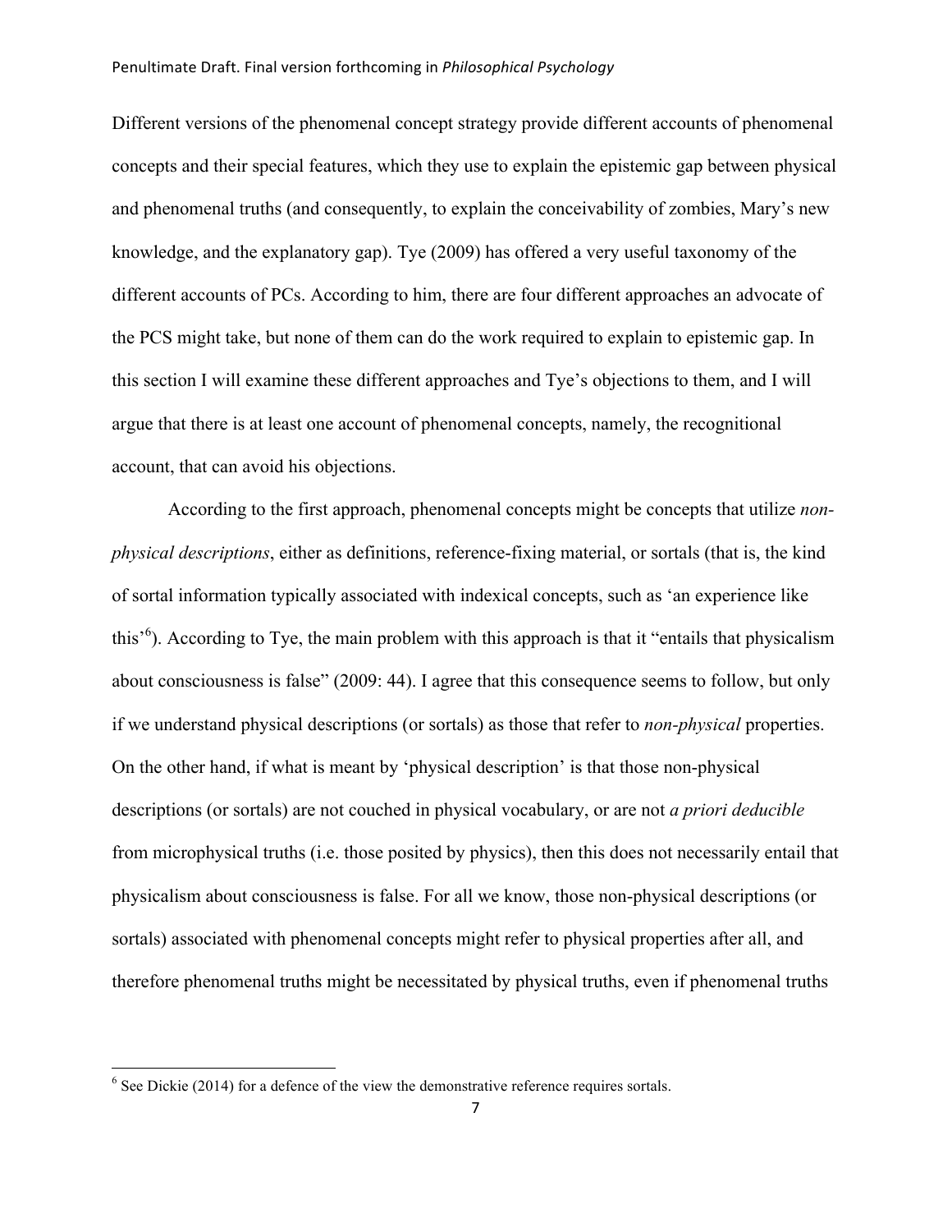Different versions of the phenomenal concept strategy provide different accounts of phenomenal concepts and their special features, which they use to explain the epistemic gap between physical and phenomenal truths (and consequently, to explain the conceivability of zombies, Mary's new knowledge, and the explanatory gap). Tye (2009) has offered a very useful taxonomy of the different accounts of PCs. According to him, there are four different approaches an advocate of the PCS might take, but none of them can do the work required to explain to epistemic gap. In this section I will examine these different approaches and Tye's objections to them, and I will argue that there is at least one account of phenomenal concepts, namely, the recognitional account, that can avoid his objections.

According to the first approach, phenomenal concepts might be concepts that utilize *non-physical descriptions*, either as definitions, reference-fixing material, or sortals (that is, the kind of sortal information typically associated with indexical concepts, such as 'an experience like this'[6]). According to Tye, the main problem with this approach is that it "entails that physicalism about consciousness is false" (2009: 44). I agree that this consequence seems to follow, but only if we understand physical descriptions (or sortals) as those that refer to *non-physical* properties. On the other hand, if what is meant by 'physical description' is that those non-physical descriptions (or sortals) are not couched in physical vocabulary, or are not *a priori deducible* from microphysical truths (i.e. those posited by physics), then this does not necessarily entail that physicalism about consciousness is false. For all we know, those non-physical descriptions (or sortals) associated with phenomenal concepts might refer to physical properties after all, and therefore phenomenal truths might be necessitated by physical truths, even if phenomenal truths

[6] See Dickie (2014) for a defence of the view the demonstrative reference requires sortals.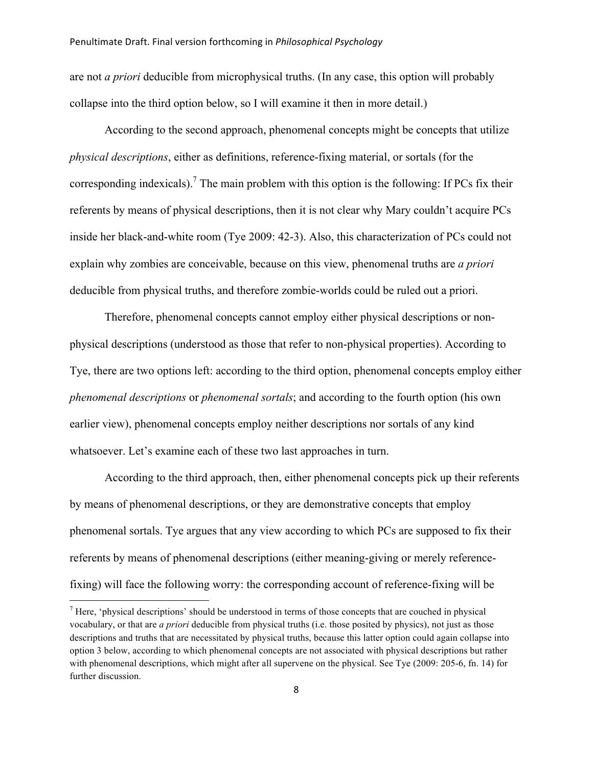are not *a priori* deducible from microphysical truths. (In any case, this option will probably collapse into the third option below, so I will examine it then in more detail.)

According to the second approach, phenomenal concepts might be concepts that utilize *physical descriptions*, either as definitions, reference-fixing material, or sortals (for the corresponding indexicals).[7] The main problem with this option is the following: If PCs fix their referents by means of physical descriptions, then it is not clear why Mary couldn't acquire PCs inside her black-and-white room (Tye 2009: 42-3). Also, this characterization of PCs could not explain why zombies are conceivable, because on this view, phenomenal truths are *a priori* deducible from physical truths, and therefore zombie-worlds could be ruled out a priori.

Therefore, phenomenal concepts cannot employ either physical descriptions or non-physical descriptions (understood as those that refer to non-physical properties). According to Tye, there are two options left: according to the third option, phenomenal concepts employ either *phenomenal descriptions* or *phenomenal sortals*; and according to the fourth option (his own earlier view), phenomenal concepts employ neither descriptions nor sortals of any kind whatsoever. Let's examine each of these two last approaches in turn.

According to the third approach, then, either phenomenal concepts pick up their referents by means of phenomenal descriptions, or they are demonstrative concepts that employ phenomenal sortals. Tye argues that any view according to which PCs are supposed to fix their referents by means of phenomenal descriptions (either meaning-giving or merely reference-fixing) will face the following worry: the corresponding account of reference-fixing will be

---

[7] Here, 'physical descriptions' should be understood in terms of those concepts that are couched in physical vocabulary, or that are *a priori* deducible from physical truths (i.e. those posited by physics), not just as those descriptions and truths that are necessitated by physical truths, because this latter option could again collapse into option 3 below, according to which phenomenal concepts are not associated with physical descriptions but rather with phenomenal descriptions, which might after all supervene on the physical. See Tye (2009: 205-6, fn. 14) for further discussion.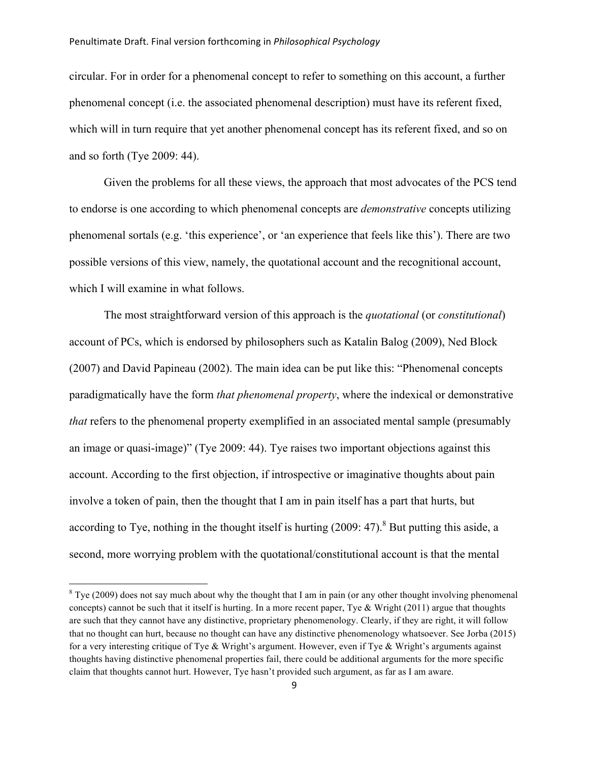circular. For in order for a phenomenal concept to refer to something on this account, a further phenomenal concept (i.e. the associated phenomenal description) must have its referent fixed, which will in turn require that yet another phenomenal concept has its referent fixed, and so on and so forth (Tye 2009: 44).

Given the problems for all these views, the approach that most advocates of the PCS tend to endorse is one according to which phenomenal concepts are *demonstrative* concepts utilizing phenomenal sortals (e.g. 'this experience', or 'an experience that feels like this'). There are two possible versions of this view, namely, the quotational account and the recognitional account, which I will examine in what follows.

The most straightforward version of this approach is the *quotational* (or *constitutional*) account of PCs, which is endorsed by philosophers such as Katalin Balog (2009), Ned Block (2007) and David Papineau (2002). The main idea can be put like this: "Phenomenal concepts paradigmatically have the form *that phenomenal property*, where the indexical or demonstrative *that* refers to the phenomenal property exemplified in an associated mental sample (presumably an image or quasi-image)" (Tye 2009: 44). Tye raises two important objections against this account. According to the first objection, if introspective or imaginative thoughts about pain involve a token of pain, then the thought that I am in pain itself has a part that hurts, but according to Tye, nothing in the thought itself is hurting (2009: 47).[8] But putting this aside, a second, more worrying problem with the quotational/constitutional account is that the mental

[8] Tye (2009) does not say much about why the thought that I am in pain (or any other thought involving phenomenal concepts) cannot be such that it itself is hurting. In a more recent paper, Tye & Wright (2011) argue that thoughts are such that they cannot have any distinctive, proprietary phenomenology. Clearly, if they are right, it will follow that no thought can hurt, because no thought can have any distinctive phenomenology whatsoever. See Jorba (2015) for a very interesting critique of Tye & Wright's argument. However, even if Tye & Wright's arguments against thoughts having distinctive phenomenal properties fail, there could be additional arguments for the more specific claim that thoughts cannot hurt. However, Tye hasn't provided such argument, as far as I am aware.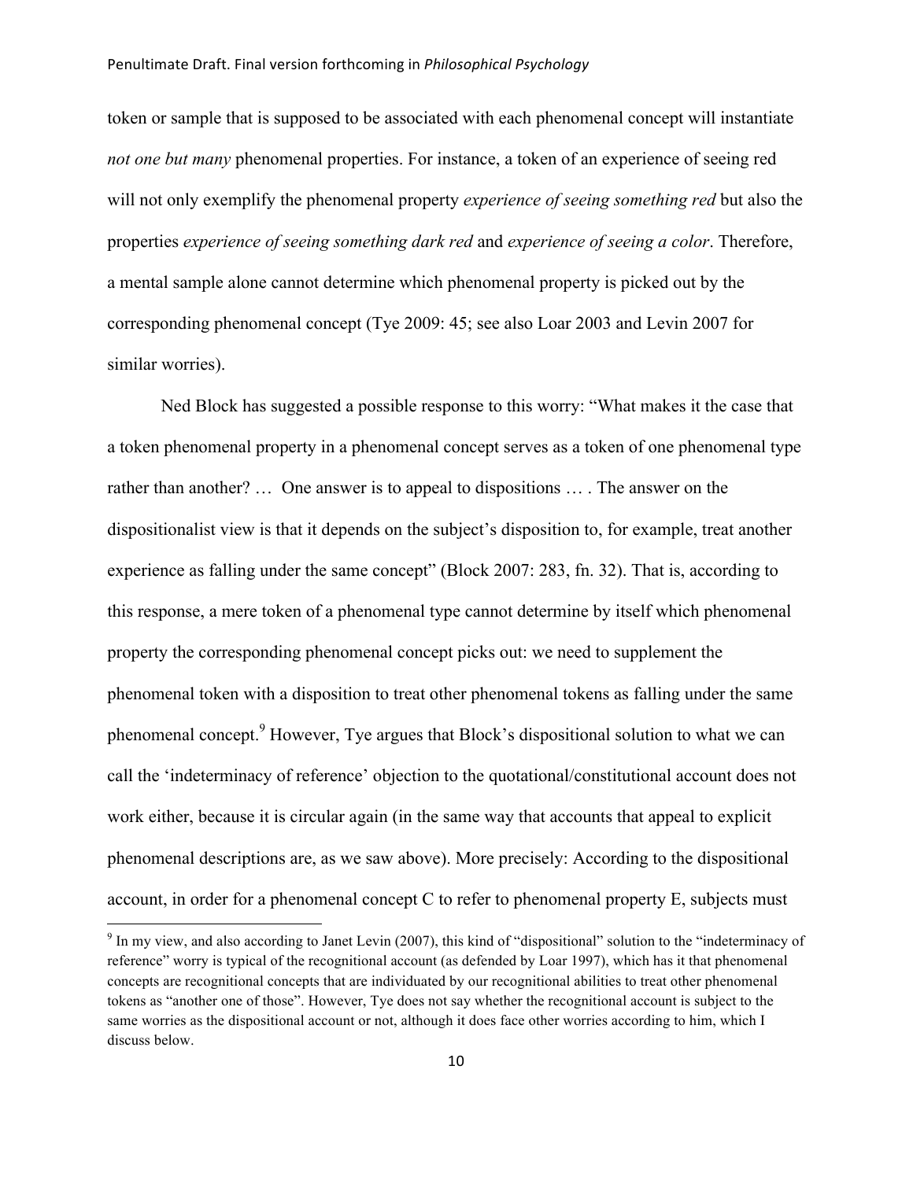token or sample that is supposed to be associated with each phenomenal concept will instantiate *not one but many* phenomenal properties. For instance, a token of an experience of seeing red will not only exemplify the phenomenal property *experience of seeing something red* but also the properties *experience of seeing something dark red* and *experience of seeing a color*. Therefore, a mental sample alone cannot determine which phenomenal property is picked out by the corresponding phenomenal concept (Tye 2009: 45; see also Loar 2003 and Levin 2007 for similar worries).

Ned Block has suggested a possible response to this worry: "What makes it the case that a token phenomenal property in a phenomenal concept serves as a token of one phenomenal type rather than another? … One answer is to appeal to dispositions … . The answer on the dispositionalist view is that it depends on the subject's disposition to, for example, treat another experience as falling under the same concept" (Block 2007: 283, fn. 32). That is, according to this response, a mere token of a phenomenal type cannot determine by itself which phenomenal property the corresponding phenomenal concept picks out: we need to supplement the phenomenal token with a disposition to treat other phenomenal tokens as falling under the same phenomenal concept.[9] However, Tye argues that Block's dispositional solution to what we can call the 'indeterminacy of reference' objection to the quotational/constitutional account does not work either, because it is circular again (in the same way that accounts that appeal to explicit phenomenal descriptions are, as we saw above). More precisely: According to the dispositional account, in order for a phenomenal concept C to refer to phenomenal property E, subjects must

[9] In my view, and also according to Janet Levin (2007), this kind of "dispositional" solution to the "indeterminacy of reference" worry is typical of the recognitional account (as defended by Loar 1997), which has it that phenomenal concepts are recognitional concepts that are individuated by our recognitional abilities to treat other phenomenal tokens as "another one of those". However, Tye does not say whether the recognitional account is subject to the same worries as the dispositional account or not, although it does face other worries according to him, which I discuss below.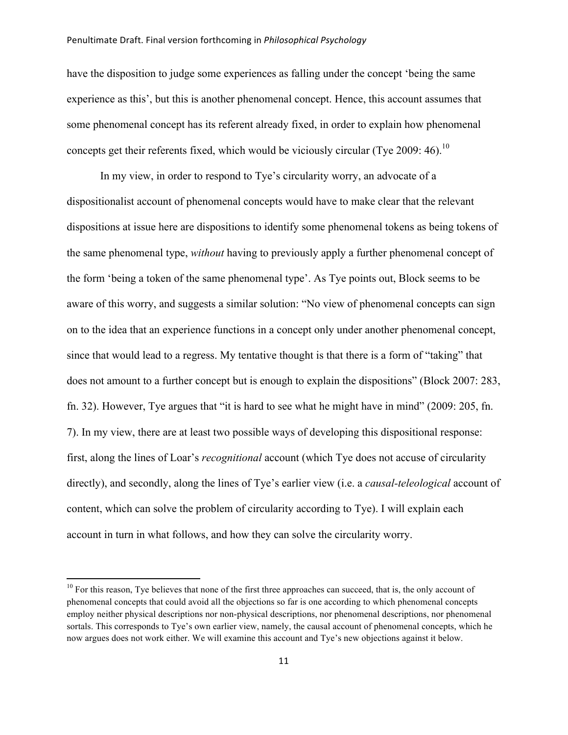have the disposition to judge some experiences as falling under the concept 'being the same experience as this', but this is another phenomenal concept. Hence, this account assumes that some phenomenal concept has its referent already fixed, in order to explain how phenomenal concepts get their referents fixed, which would be viciously circular (Tye 2009: 46).[10]

In my view, in order to respond to Tye's circularity worry, an advocate of a dispositionalist account of phenomenal concepts would have to make clear that the relevant dispositions at issue here are dispositions to identify some phenomenal tokens as being tokens of the same phenomenal type, *without* having to previously apply a further phenomenal concept of the form 'being a token of the same phenomenal type'. As Tye points out, Block seems to be aware of this worry, and suggests a similar solution: "No view of phenomenal concepts can sign on to the idea that an experience functions in a concept only under another phenomenal concept, since that would lead to a regress. My tentative thought is that there is a form of "taking" that does not amount to a further concept but is enough to explain the dispositions" (Block 2007: 283, fn. 32). However, Tye argues that "it is hard to see what he might have in mind" (2009: 205, fn. 7). In my view, there are at least two possible ways of developing this dispositional response: first, along the lines of Loar's *recognitional* account (which Tye does not accuse of circularity directly), and secondly, along the lines of Tye's earlier view (i.e. a *causal-teleological* account of content, which can solve the problem of circularity according to Tye). I will explain each account in turn in what follows, and how they can solve the circularity worry.

[10] For this reason, Tye believes that none of the first three approaches can succeed, that is, the only account of phenomenal concepts that could avoid all the objections so far is one according to which phenomenal concepts employ neither physical descriptions nor non-physical descriptions, nor phenomenal descriptions, nor phenomenal sortals. This corresponds to Tye's own earlier view, namely, the causal account of phenomenal concepts, which he now argues does not work either. We will examine this account and Tye's new objections against it below.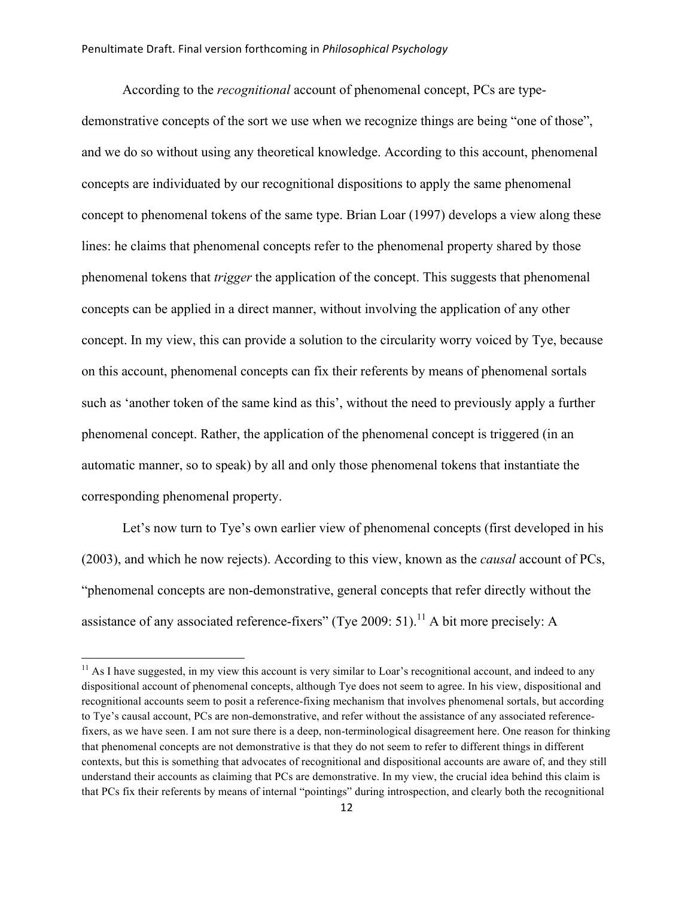According to the *recognitional* account of phenomenal concept, PCs are type-demonstrative concepts of the sort we use when we recognize things are being "one of those", and we do so without using any theoretical knowledge. According to this account, phenomenal concepts are individuated by our recognitional dispositions to apply the same phenomenal concept to phenomenal tokens of the same type. Brian Loar (1997) develops a view along these lines: he claims that phenomenal concepts refer to the phenomenal property shared by those phenomenal tokens that *trigger* the application of the concept. This suggests that phenomenal concepts can be applied in a direct manner, without involving the application of any other concept. In my view, this can provide a solution to the circularity worry voiced by Tye, because on this account, phenomenal concepts can fix their referents by means of phenomenal sortals such as 'another token of the same kind as this', without the need to previously apply a further phenomenal concept. Rather, the application of the phenomenal concept is triggered (in an automatic manner, so to speak) by all and only those phenomenal tokens that instantiate the corresponding phenomenal property.

Let's now turn to Tye's own earlier view of phenomenal concepts (first developed in his (2003), and which he now rejects). According to this view, known as the *causal* account of PCs, "phenomenal concepts are non-demonstrative, general concepts that refer directly without the assistance of any associated reference-fixers" (Tye 2009: 51).[11] A bit more precisely: A

[11] As I have suggested, in my view this account is very similar to Loar's recognitional account, and indeed to any dispositional account of phenomenal concepts, although Tye does not seem to agree. In his view, dispositional and recognitional accounts seem to posit a reference-fixing mechanism that involves phenomenal sortals, but according to Tye's causal account, PCs are non-demonstrative, and refer without the assistance of any associated reference-fixers, as we have seen. I am not sure there is a deep, non-terminological disagreement here. One reason for thinking that phenomenal concepts are not demonstrative is that they do not seem to refer to different things in different contexts, but this is something that advocates of recognitional and dispositional accounts are aware of, and they still understand their accounts as claiming that PCs are demonstrative. In my view, the crucial idea behind this claim is that PCs fix their referents by means of internal "pointings" during introspection, and clearly both the recognitional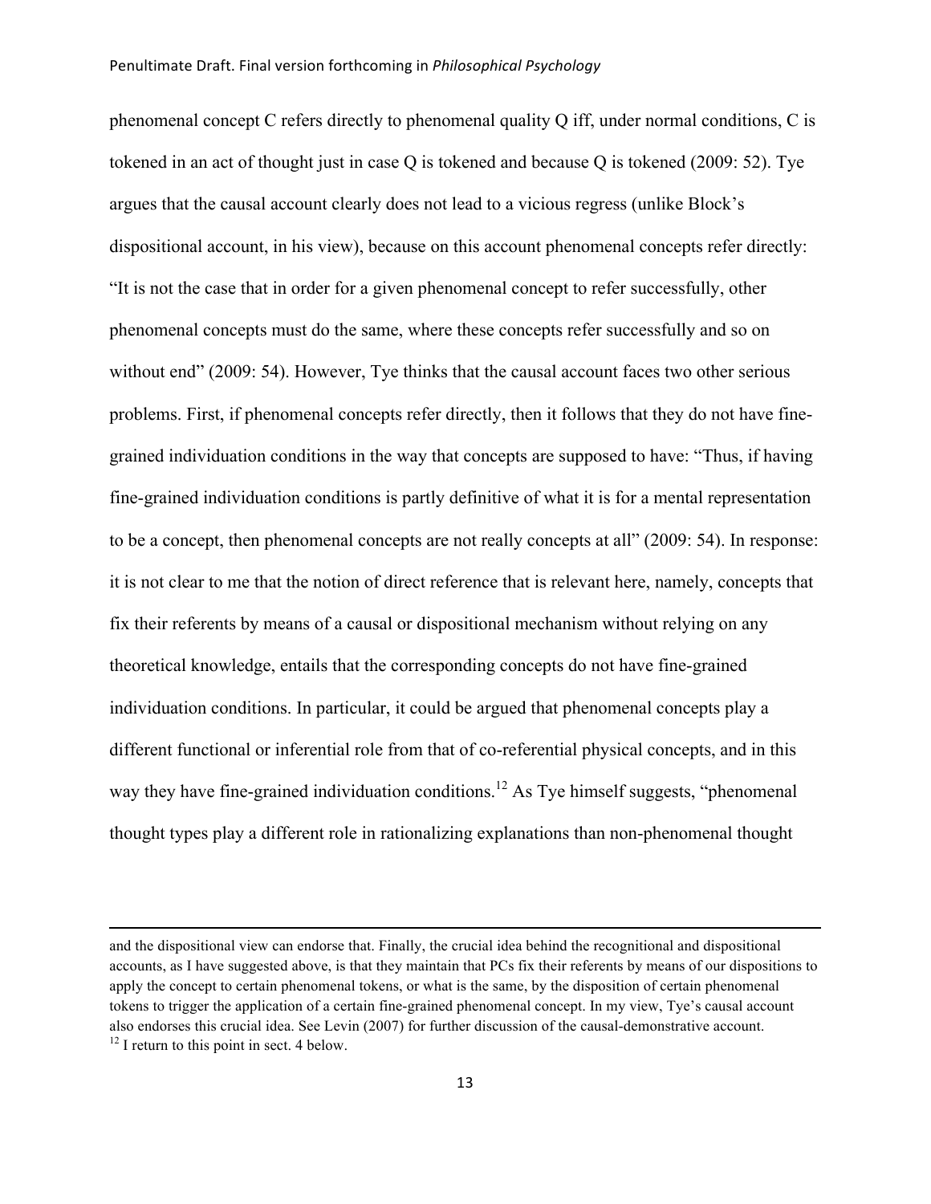phenomenal concept C refers directly to phenomenal quality Q iff, under normal conditions, C is tokened in an act of thought just in case Q is tokened and because Q is tokened (2009: 52). Tye argues that the causal account clearly does not lead to a vicious regress (unlike Block's dispositional account, in his view), because on this account phenomenal concepts refer directly: "It is not the case that in order for a given phenomenal concept to refer successfully, other phenomenal concepts must do the same, where these concepts refer successfully and so on without end" (2009: 54). However, Tye thinks that the causal account faces two other serious problems. First, if phenomenal concepts refer directly, then it follows that they do not have fine-grained individuation conditions in the way that concepts are supposed to have: "Thus, if having fine-grained individuation conditions is partly definitive of what it is for a mental representation to be a concept, then phenomenal concepts are not really concepts at all" (2009: 54). In response: it is not clear to me that the notion of direct reference that is relevant here, namely, concepts that fix their referents by means of a causal or dispositional mechanism without relying on any theoretical knowledge, entails that the corresponding concepts do not have fine-grained individuation conditions. In particular, it could be argued that phenomenal concepts play a different functional or inferential role from that of co-referential physical concepts, and in this way they have fine-grained individuation conditions.[12] As Tye himself suggests, "phenomenal thought types play a different role in rationalizing explanations than non-phenomenal thought

---

and the dispositional view can endorse that. Finally, the crucial idea behind the recognitional and dispositional accounts, as I have suggested above, is that they maintain that PCs fix their referents by means of our dispositions to apply the concept to certain phenomenal tokens, or what is the same, by the disposition of certain phenomenal tokens to trigger the application of a certain fine-grained phenomenal concept. In my view, Tye's causal account also endorses this crucial idea. See Levin (2007) for further discussion of the causal-demonstrative account.

[12] I return to this point in sect. 4 below.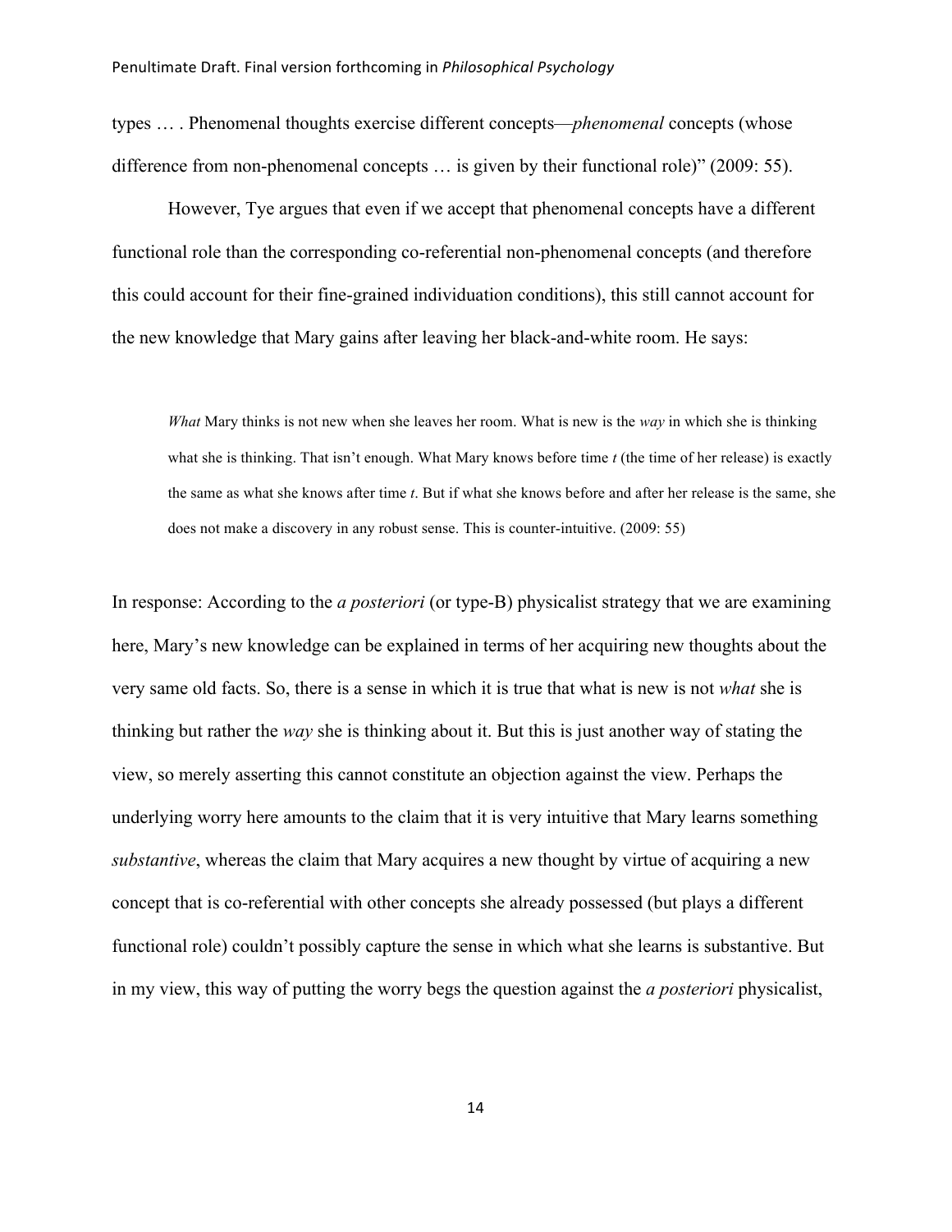types … . Phenomenal thoughts exercise different concepts—*phenomenal* concepts (whose difference from non-phenomenal concepts … is given by their functional role)" (2009: 55).

However, Tye argues that even if we accept that phenomenal concepts have a different functional role than the corresponding co-referential non-phenomenal concepts (and therefore this could account for their fine-grained individuation conditions), this still cannot account for the new knowledge that Mary gains after leaving her black-and-white room. He says:

> *What* Mary thinks is not new when she leaves her room. What is new is the *way* in which she is thinking what she is thinking. That isn't enough. What Mary knows before time *t* (the time of her release) is exactly the same as what she knows after time *t*. But if what she knows before and after her release is the same, she does not make a discovery in any robust sense. This is counter-intuitive. (2009: 55)

In response: According to the *a posteriori* (or type-B) physicalist strategy that we are examining here, Mary's new knowledge can be explained in terms of her acquiring new thoughts about the very same old facts. So, there is a sense in which it is true that what is new is not *what* she is thinking but rather the *way* she is thinking about it. But this is just another way of stating the view, so merely asserting this cannot constitute an objection against the view. Perhaps the underlying worry here amounts to the claim that it is very intuitive that Mary learns something *substantive*, whereas the claim that Mary acquires a new thought by virtue of acquiring a new concept that is co-referential with other concepts she already possessed (but plays a different functional role) couldn't possibly capture the sense in which what she learns is substantive. But in my view, this way of putting the worry begs the question against the *a posteriori* physicalist,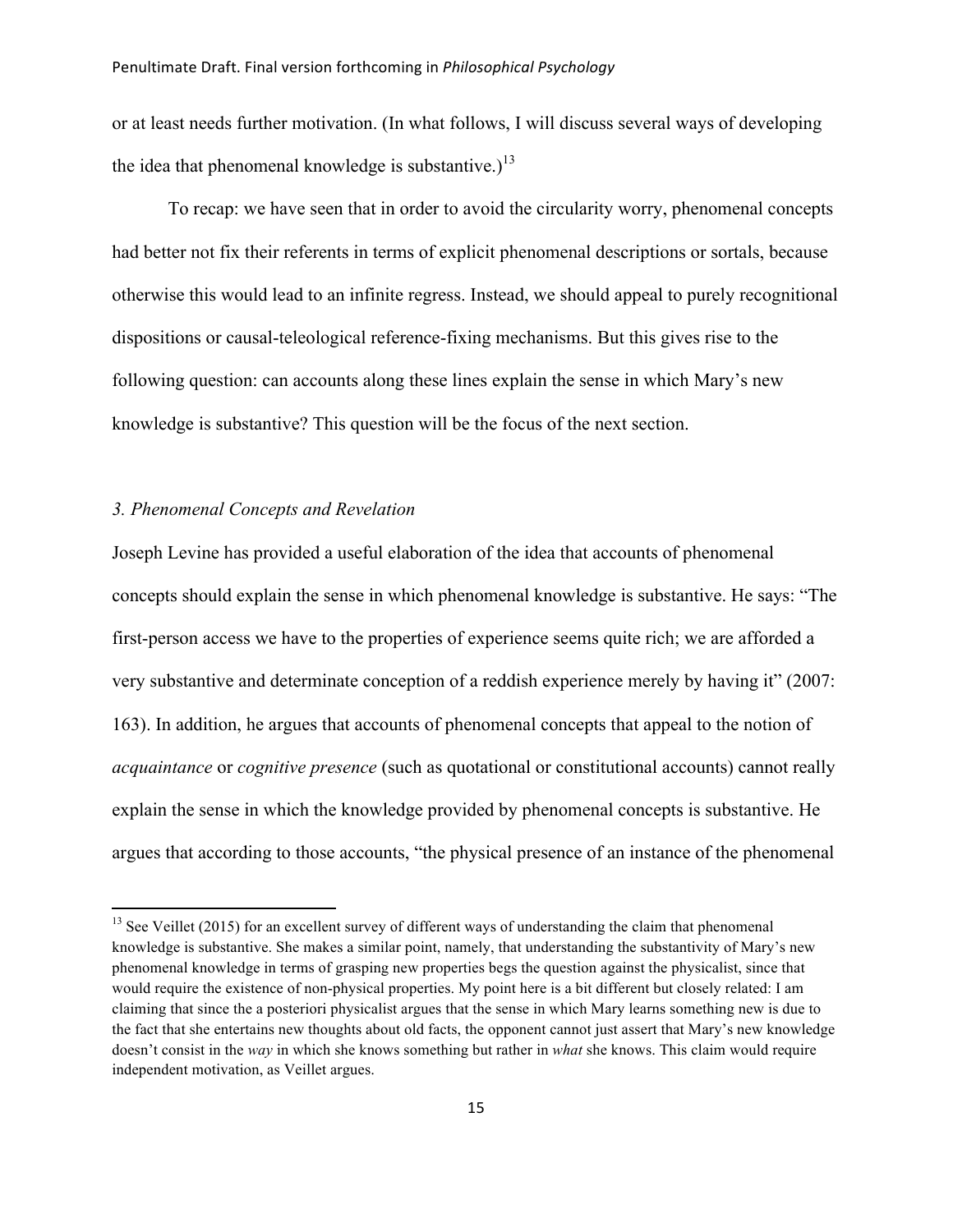or at least needs further motivation. (In what follows, I will discuss several ways of developing the idea that phenomenal knowledge is substantive.)[13]

To recap: we have seen that in order to avoid the circularity worry, phenomenal concepts had better not fix their referents in terms of explicit phenomenal descriptions or sortals, because otherwise this would lead to an infinite regress. Instead, we should appeal to purely recognitional dispositions or causal-teleological reference-fixing mechanisms. But this gives rise to the following question: can accounts along these lines explain the sense in which Mary's new knowledge is substantive? This question will be the focus of the next section.

### *3. Phenomenal Concepts and Revelation*

Joseph Levine has provided a useful elaboration of the idea that accounts of phenomenal concepts should explain the sense in which phenomenal knowledge is substantive. He says: "The first-person access we have to the properties of experience seems quite rich; we are afforded a very substantive and determinate conception of a reddish experience merely by having it" (2007: 163). In addition, he argues that accounts of phenomenal concepts that appeal to the notion of *acquaintance* or *cognitive presence* (such as quotational or constitutional accounts) cannot really explain the sense in which the knowledge provided by phenomenal concepts is substantive. He argues that according to those accounts, "the physical presence of an instance of the phenomenal

---

[13] See Veillet (2015) for an excellent survey of different ways of understanding the claim that phenomenal knowledge is substantive. She makes a similar point, namely, that understanding the substantivity of Mary's new phenomenal knowledge in terms of grasping new properties begs the question against the physicalist, since that would require the existence of non-physical properties. My point here is a bit different but closely related: I am claiming that since the a posteriori physicalist argues that the sense in which Mary learns something new is due to the fact that she entertains new thoughts about old facts, the opponent cannot just assert that Mary's new knowledge doesn't consist in the *way* in which she knows something but rather in *what* she knows. This claim would require independent motivation, as Veillet argues.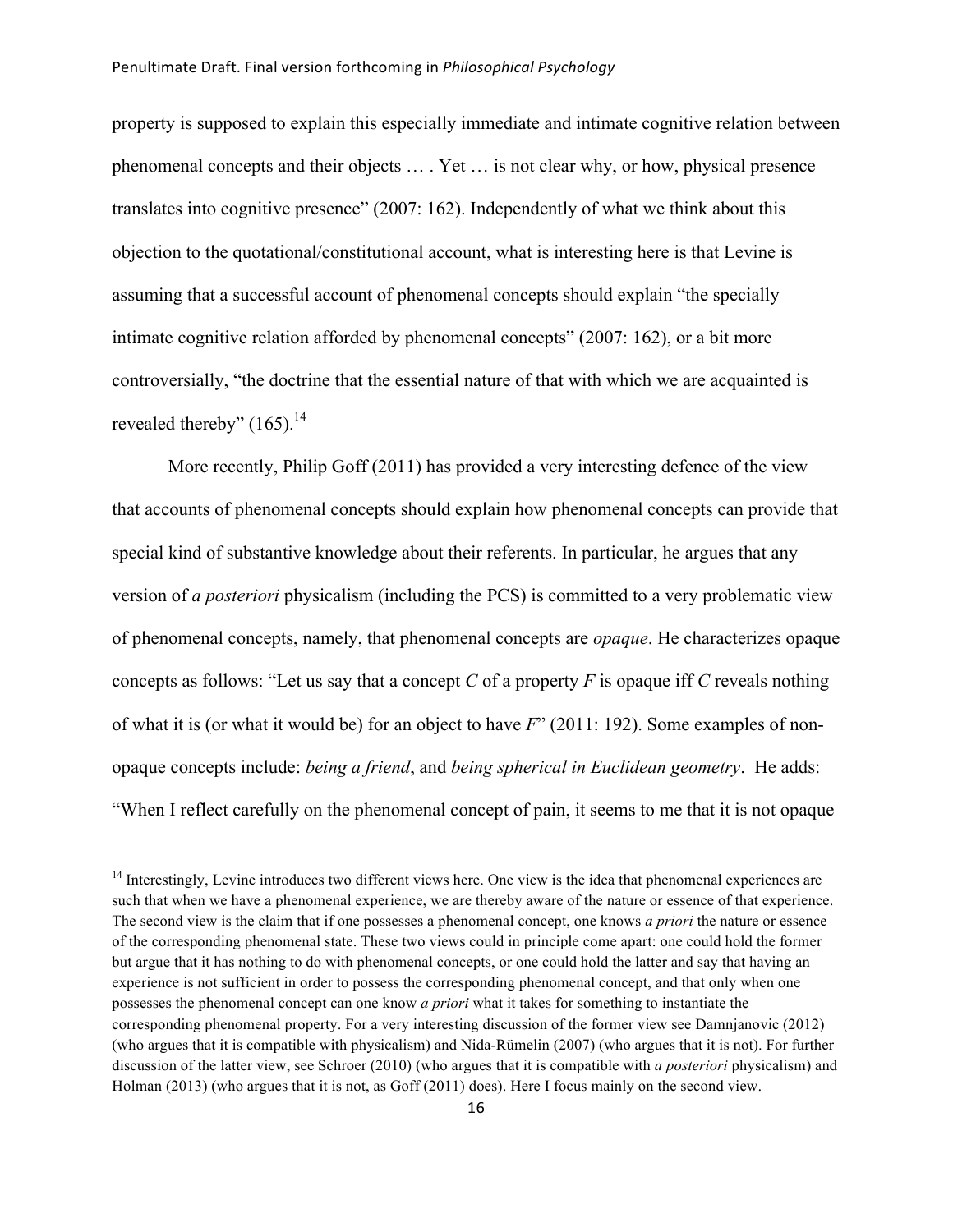property is supposed to explain this especially immediate and intimate cognitive relation between phenomenal concepts and their objects … . Yet … is not clear why, or how, physical presence translates into cognitive presence" (2007: 162). Independently of what we think about this objection to the quotational/constitutional account, what is interesting here is that Levine is assuming that a successful account of phenomenal concepts should explain "the specially intimate cognitive relation afforded by phenomenal concepts" (2007: 162), or a bit more controversially, "the doctrine that the essential nature of that with which we are acquainted is revealed thereby" (165).[14]

More recently, Philip Goff (2011) has provided a very interesting defence of the view that accounts of phenomenal concepts should explain how phenomenal concepts can provide that special kind of substantive knowledge about their referents. In particular, he argues that any version of *a posteriori* physicalism (including the PCS) is committed to a very problematic view of phenomenal concepts, namely, that phenomenal concepts are *opaque*. He characterizes opaque concepts as follows: "Let us say that a concept *C* of a property *F* is opaque iff *C* reveals nothing of what it is (or what it would be) for an object to have *F*" (2011: 192). Some examples of non-opaque concepts include: *being a friend*, and *being spherical in Euclidean geometry*. He adds: "When I reflect carefully on the phenomenal concept of pain, it seems to me that it is not opaque

[14] Interestingly, Levine introduces two different views here. One view is the idea that phenomenal experiences are such that when we have a phenomenal experience, we are thereby aware of the nature or essence of that experience. The second view is the claim that if one possesses a phenomenal concept, one knows *a priori* the nature or essence of the corresponding phenomenal state. These two views could in principle come apart: one could hold the former but argue that it has nothing to do with phenomenal concepts, or one could hold the latter and say that having an experience is not sufficient in order to possess the corresponding phenomenal concept, and that only when one possesses the phenomenal concept can one know *a priori* what it takes for something to instantiate the corresponding phenomenal property. For a very interesting discussion of the former view see Damnjanovic (2012) (who argues that it is compatible with physicalism) and Nida-Rümelin (2007) (who argues that it is not). For further discussion of the latter view, see Schroer (2010) (who argues that it is compatible with *a posteriori* physicalism) and Holman (2013) (who argues that it is not, as Goff (2011) does). Here I focus mainly on the second view.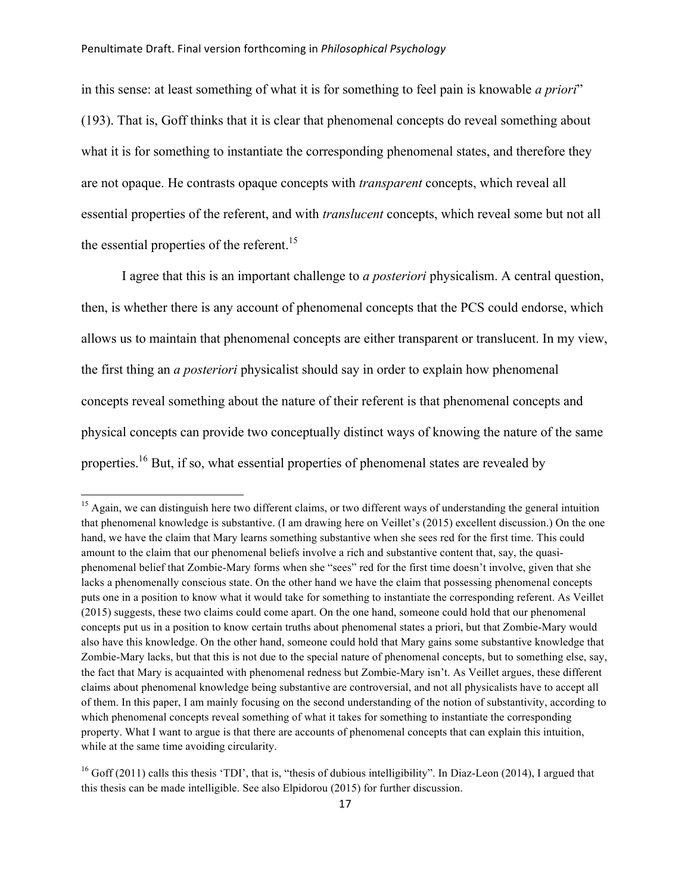in this sense: at least something of what it is for something to feel pain is knowable *a priori*" (193). That is, Goff thinks that it is clear that phenomenal concepts do reveal something about what it is for something to instantiate the corresponding phenomenal states, and therefore they are not opaque. He contrasts opaque concepts with *transparent* concepts, which reveal all essential properties of the referent, and with *translucent* concepts, which reveal some but not all the essential properties of the referent.[15]

I agree that this is an important challenge to *a posteriori* physicalism. A central question, then, is whether there is any account of phenomenal concepts that the PCS could endorse, which allows us to maintain that phenomenal concepts are either transparent or translucent. In my view, the first thing an *a posteriori* physicalist should say in order to explain how phenomenal concepts reveal something about the nature of their referent is that phenomenal concepts and physical concepts can provide two conceptually distinct ways of knowing the nature of the same properties.[16] But, if so, what essential properties of phenomenal states are revealed by

---

[15] Again, we can distinguish here two different claims, or two different ways of understanding the general intuition that phenomenal knowledge is substantive. (I am drawing here on Veillet's (2015) excellent discussion.) On the one hand, we have the claim that Mary learns something substantive when she sees red for the first time. This could amount to the claim that our phenomenal beliefs involve a rich and substantive content that, say, the quasi-phenomenal belief that Zombie-Mary forms when she "sees" red for the first time doesn't involve, given that she lacks a phenomenally conscious state. On the other hand we have the claim that possessing phenomenal concepts puts one in a position to know what it would take for something to instantiate the corresponding referent. As Veillet (2015) suggests, these two claims could come apart. On the one hand, someone could hold that our phenomenal concepts put us in a position to know certain truths about phenomenal states a priori, but that Zombie-Mary would also have this knowledge. On the other hand, someone could hold that Mary gains some substantive knowledge that Zombie-Mary lacks, but that this is not due to the special nature of phenomenal concepts, but to something else, say, the fact that Mary is acquainted with phenomenal redness but Zombie-Mary isn't. As Veillet argues, these different claims about phenomenal knowledge being substantive are controversial, and not all physicalists have to accept all of them. In this paper, I am mainly focusing on the second understanding of the notion of substantivity, according to which phenomenal concepts reveal something of what it takes for something to instantiate the corresponding property. What I want to argue is that there are accounts of phenomenal concepts that can explain this intuition, while at the same time avoiding circularity.

[16] Goff (2011) calls this thesis 'TDI', that is, "thesis of dubious intelligibility". In Diaz-Leon (2014), I argued that this thesis can be made intelligible. See also Elpidorou (2015) for further discussion.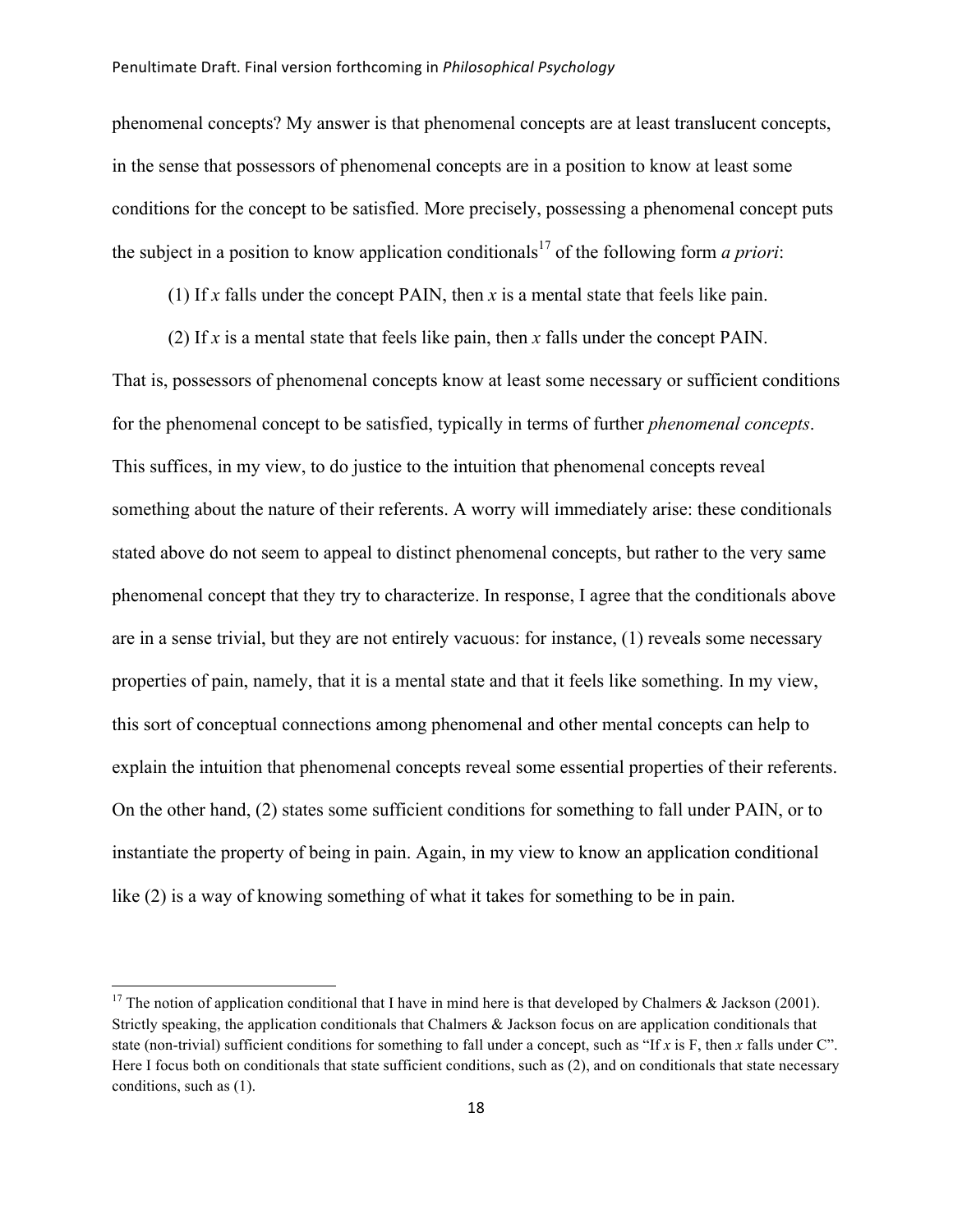phenomenal concepts? My answer is that phenomenal concepts are at least translucent concepts, in the sense that possessors of phenomenal concepts are in a position to know at least some conditions for the concept to be satisfied. More precisely, possessing a phenomenal concept puts the subject in a position to know application conditionals[17] of the following form *a priori*:

(1) If *x* falls under the concept PAIN, then *x* is a mental state that feels like pain.

(2) If *x* is a mental state that feels like pain, then *x* falls under the concept PAIN.

That is, possessors of phenomenal concepts know at least some necessary or sufficient conditions for the phenomenal concept to be satisfied, typically in terms of further *phenomenal concepts*. This suffices, in my view, to do justice to the intuition that phenomenal concepts reveal something about the nature of their referents. A worry will immediately arise: these conditionals stated above do not seem to appeal to distinct phenomenal concepts, but rather to the very same phenomenal concept that they try to characterize. In response, I agree that the conditionals above are in a sense trivial, but they are not entirely vacuous: for instance, (1) reveals some necessary properties of pain, namely, that it is a mental state and that it feels like something. In my view, this sort of conceptual connections among phenomenal and other mental concepts can help to explain the intuition that phenomenal concepts reveal some essential properties of their referents. On the other hand, (2) states some sufficient conditions for something to fall under PAIN, or to instantiate the property of being in pain. Again, in my view to know an application conditional like (2) is a way of knowing something of what it takes for something to be in pain.

---

[17] The notion of application conditional that I have in mind here is that developed by Chalmers & Jackson (2001). Strictly speaking, the application conditionals that Chalmers & Jackson focus on are application conditionals that state (non-trivial) sufficient conditions for something to fall under a concept, such as "If *x* is F, then *x* falls under C". Here I focus both on conditionals that state sufficient conditions, such as (2), and on conditionals that state necessary conditions, such as (1).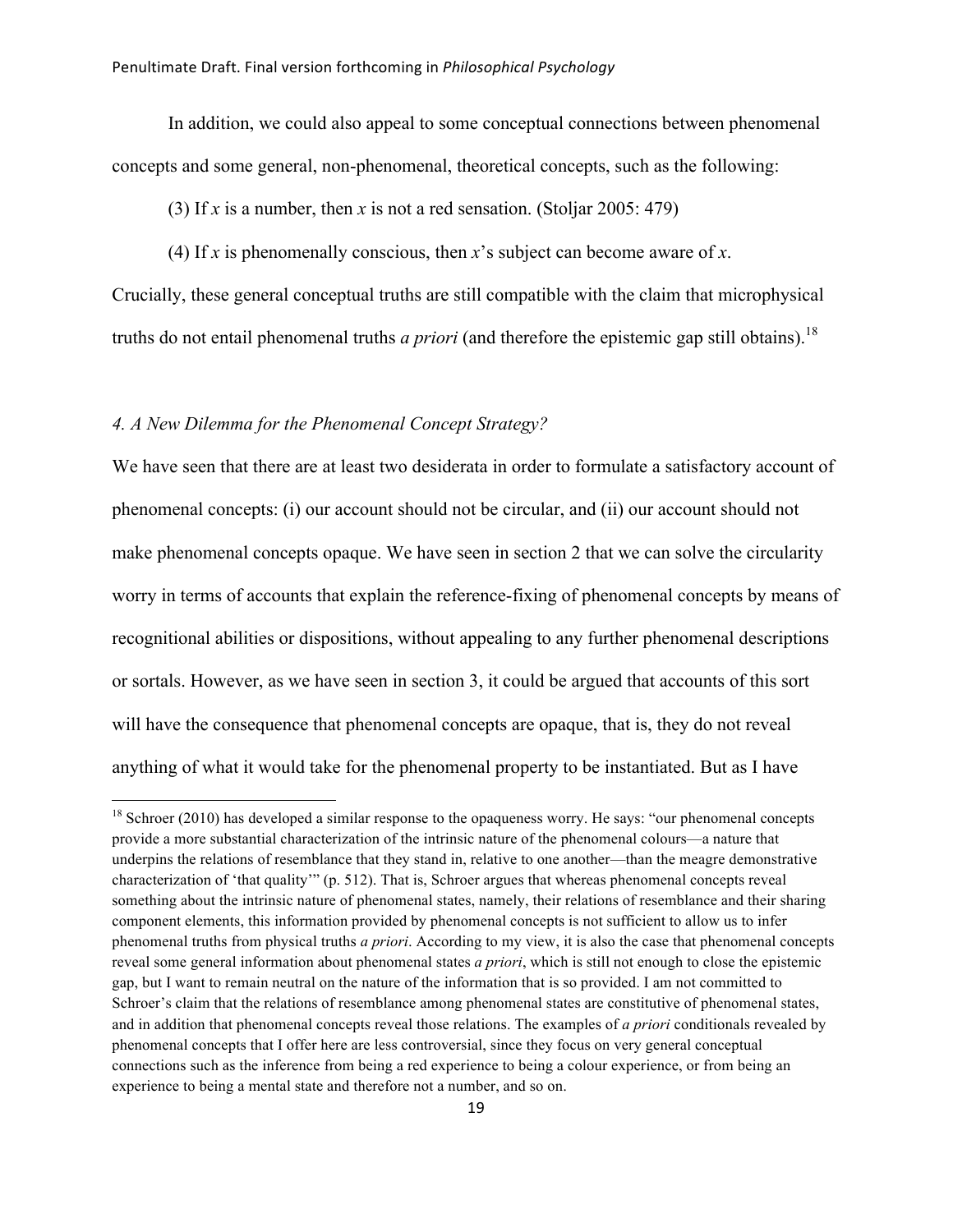In addition, we could also appeal to some conceptual connections between phenomenal concepts and some general, non-phenomenal, theoretical concepts, such as the following:

(3) If *x* is a number, then *x* is not a red sensation. (Stoljar 2005: 479)

(4) If *x* is phenomenally conscious, then *x*'s subject can become aware of *x*.

Crucially, these general conceptual truths are still compatible with the claim that microphysical truths do not entail phenomenal truths *a priori* (and therefore the epistemic gap still obtains).[18]

### *4. A New Dilemma for the Phenomenal Concept Strategy?*

We have seen that there are at least two desiderata in order to formulate a satisfactory account of phenomenal concepts: (i) our account should not be circular, and (ii) our account should not make phenomenal concepts opaque. We have seen in section 2 that we can solve the circularity worry in terms of accounts that explain the reference-fixing of phenomenal concepts by means of recognitional abilities or dispositions, without appealing to any further phenomenal descriptions or sortals. However, as we have seen in section 3, it could be argued that accounts of this sort will have the consequence that phenomenal concepts are opaque, that is, they do not reveal anything of what it would take for the phenomenal property to be instantiated. But as I have

---

[18] Schroer (2010) has developed a similar response to the opaqueness worry. He says: "our phenomenal concepts provide a more substantial characterization of the intrinsic nature of the phenomenal colours—a nature that underpins the relations of resemblance that they stand in, relative to one another—than the meagre demonstrative characterization of 'that quality'" (p. 512). That is, Schroer argues that whereas phenomenal concepts reveal something about the intrinsic nature of phenomenal states, namely, their relations of resemblance and their sharing component elements, this information provided by phenomenal concepts is not sufficient to allow us to infer phenomenal truths from physical truths *a priori*. According to my view, it is also the case that phenomenal concepts reveal some general information about phenomenal states *a priori*, which is still not enough to close the epistemic gap, but I want to remain neutral on the nature of the information that is so provided. I am not committed to Schroer's claim that the relations of resemblance among phenomenal states are constitutive of phenomenal states, and in addition that phenomenal concepts reveal those relations. The examples of *a priori* conditionals revealed by phenomenal concepts that I offer here are less controversial, since they focus on very general conceptual connections such as the inference from being a red experience to being a colour experience, or from being an experience to being a mental state and therefore not a number, and so on.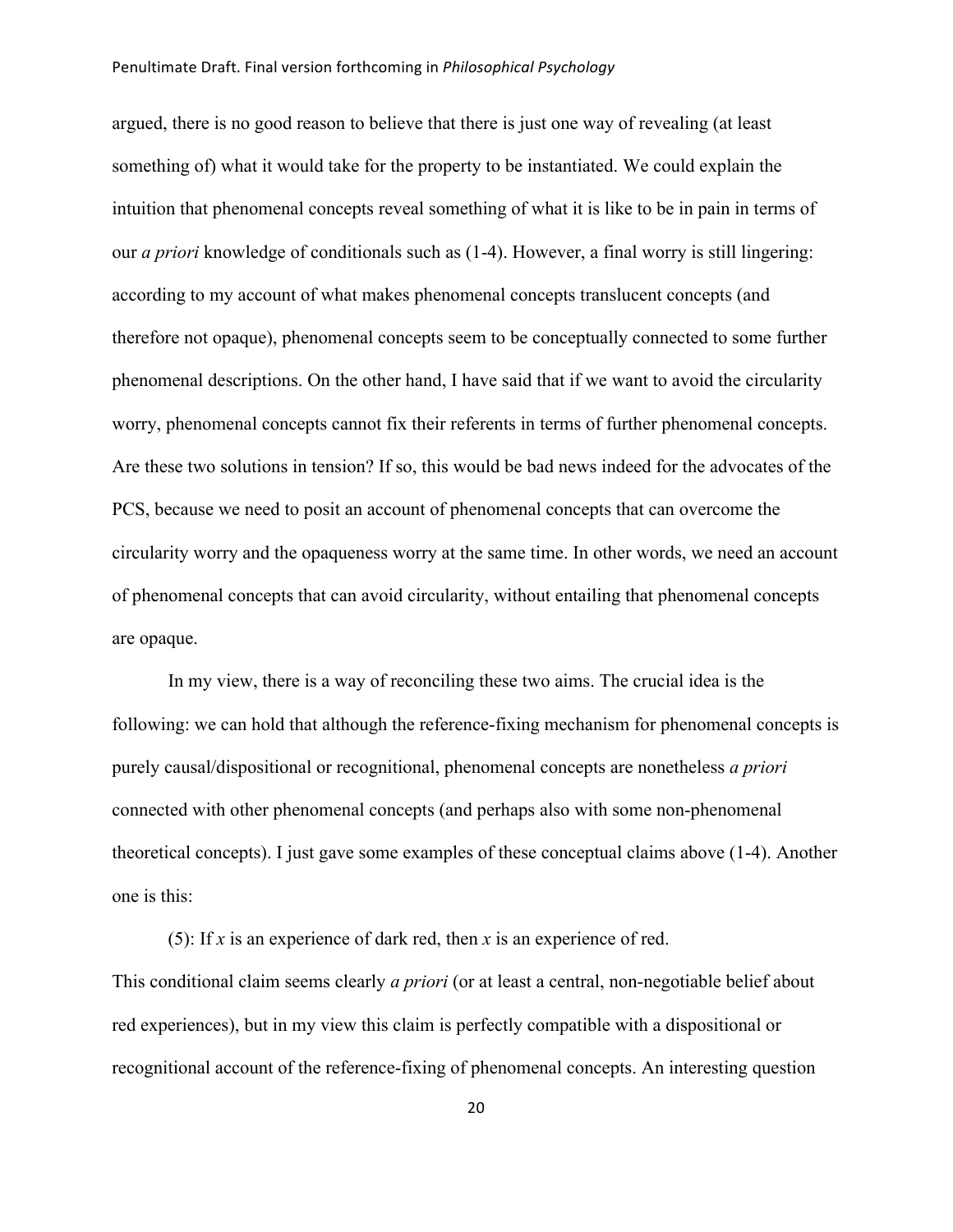argued, there is no good reason to believe that there is just one way of revealing (at least something of) what it would take for the property to be instantiated. We could explain the intuition that phenomenal concepts reveal something of what it is like to be in pain in terms of our *a priori* knowledge of conditionals such as (1-4). However, a final worry is still lingering: according to my account of what makes phenomenal concepts translucent concepts (and therefore not opaque), phenomenal concepts seem to be conceptually connected to some further phenomenal descriptions. On the other hand, I have said that if we want to avoid the circularity worry, phenomenal concepts cannot fix their referents in terms of further phenomenal concepts. Are these two solutions in tension? If so, this would be bad news indeed for the advocates of the PCS, because we need to posit an account of phenomenal concepts that can overcome the circularity worry and the opaqueness worry at the same time. In other words, we need an account of phenomenal concepts that can avoid circularity, without entailing that phenomenal concepts are opaque.

In my view, there is a way of reconciling these two aims. The crucial idea is the following: we can hold that although the reference-fixing mechanism for phenomenal concepts is purely causal/dispositional or recognitional, phenomenal concepts are nonetheless *a priori* connected with other phenomenal concepts (and perhaps also with some non-phenomenal theoretical concepts). I just gave some examples of these conceptual claims above (1-4). Another one is this:

(5): If *x* is an experience of dark red, then *x* is an experience of red.

This conditional claim seems clearly *a priori* (or at least a central, non-negotiable belief about red experiences), but in my view this claim is perfectly compatible with a dispositional or recognitional account of the reference-fixing of phenomenal concepts. An interesting question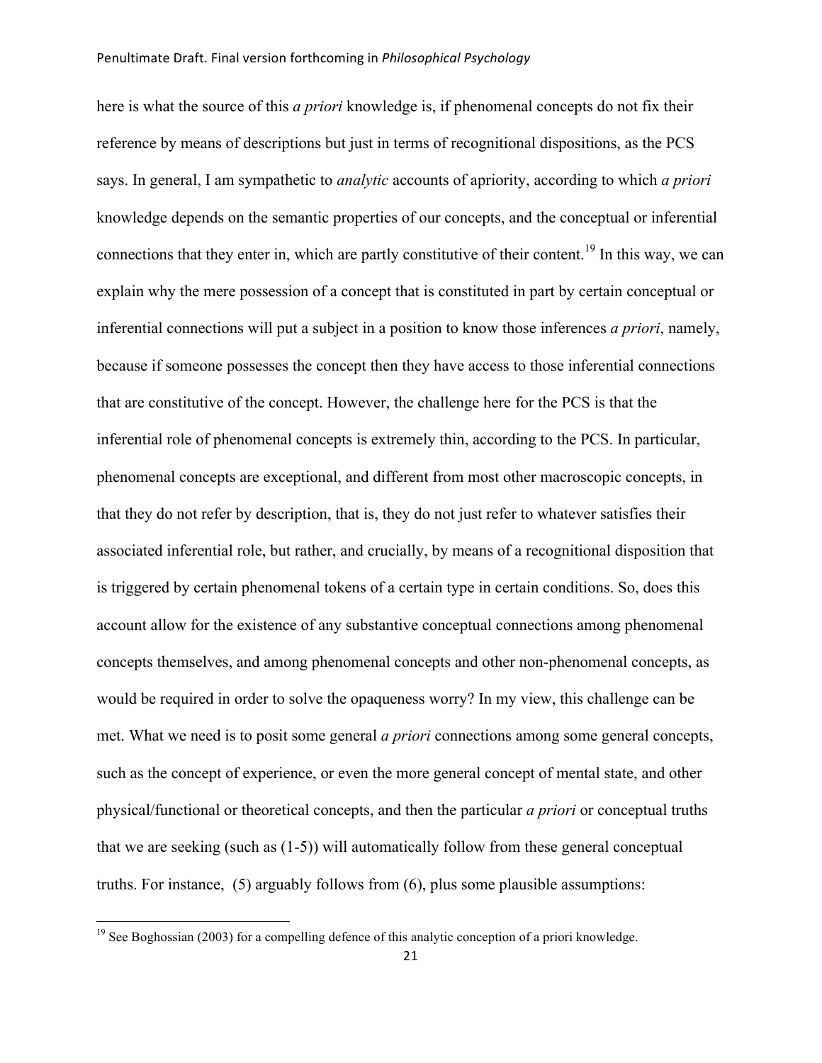here is what the source of this *a priori* knowledge is, if phenomenal concepts do not fix their reference by means of descriptions but just in terms of recognitional dispositions, as the PCS says. In general, I am sympathetic to *analytic* accounts of apriority, according to which *a priori* knowledge depends on the semantic properties of our concepts, and the conceptual or inferential connections that they enter in, which are partly constitutive of their content.[19] In this way, we can explain why the mere possession of a concept that is constituted in part by certain conceptual or inferential connections will put a subject in a position to know those inferences *a priori*, namely, because if someone possesses the concept then they have access to those inferential connections that are constitutive of the concept. However, the challenge here for the PCS is that the inferential role of phenomenal concepts is extremely thin, according to the PCS. In particular, phenomenal concepts are exceptional, and different from most other macroscopic concepts, in that they do not refer by description, that is, they do not just refer to whatever satisfies their associated inferential role, but rather, and crucially, by means of a recognitional disposition that is triggered by certain phenomenal tokens of a certain type in certain conditions. So, does this account allow for the existence of any substantive conceptual connections among phenomenal concepts themselves, and among phenomenal concepts and other non-phenomenal concepts, as would be required in order to solve the opaqueness worry? In my view, this challenge can be met. What we need is to posit some general *a priori* connections among some general concepts, such as the concept of experience, or even the more general concept of mental state, and other physical/functional or theoretical concepts, and then the particular *a priori* or conceptual truths that we are seeking (such as (1-5)) will automatically follow from these general conceptual truths. For instance, (5) arguably follows from (6), plus some plausible assumptions:

[19] See Boghossian (2003) for a compelling defence of this analytic conception of a priori knowledge.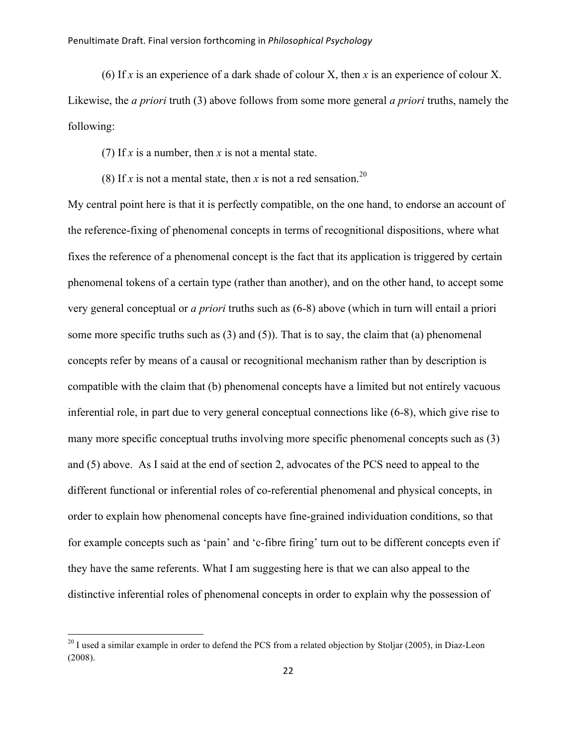(6) If *x* is an experience of a dark shade of colour X, then *x* is an experience of colour X.

Likewise, the *a priori* truth (3) above follows from some more general *a priori* truths, namely the following:

(7) If *x* is a number, then *x* is not a mental state.

(8) If *x* is not a mental state, then *x* is not a red sensation.[20]

My central point here is that it is perfectly compatible, on the one hand, to endorse an account of the reference-fixing of phenomenal concepts in terms of recognitional dispositions, where what fixes the reference of a phenomenal concept is the fact that its application is triggered by certain phenomenal tokens of a certain type (rather than another), and on the other hand, to accept some very general conceptual or *a priori* truths such as (6-8) above (which in turn will entail a priori some more specific truths such as (3) and (5)). That is to say, the claim that (a) phenomenal concepts refer by means of a causal or recognitional mechanism rather than by description is compatible with the claim that (b) phenomenal concepts have a limited but not entirely vacuous inferential role, in part due to very general conceptual connections like (6-8), which give rise to many more specific conceptual truths involving more specific phenomenal concepts such as (3) and (5) above. As I said at the end of section 2, advocates of the PCS need to appeal to the different functional or inferential roles of co-referential phenomenal and physical concepts, in order to explain how phenomenal concepts have fine-grained individuation conditions, so that for example concepts such as 'pain' and 'c-fibre firing' turn out to be different concepts even if they have the same referents. What I am suggesting here is that we can also appeal to the distinctive inferential roles of phenomenal concepts in order to explain why the possession of

[20] I used a similar example in order to defend the PCS from a related objection by Stoljar (2005), in Diaz-Leon (2008).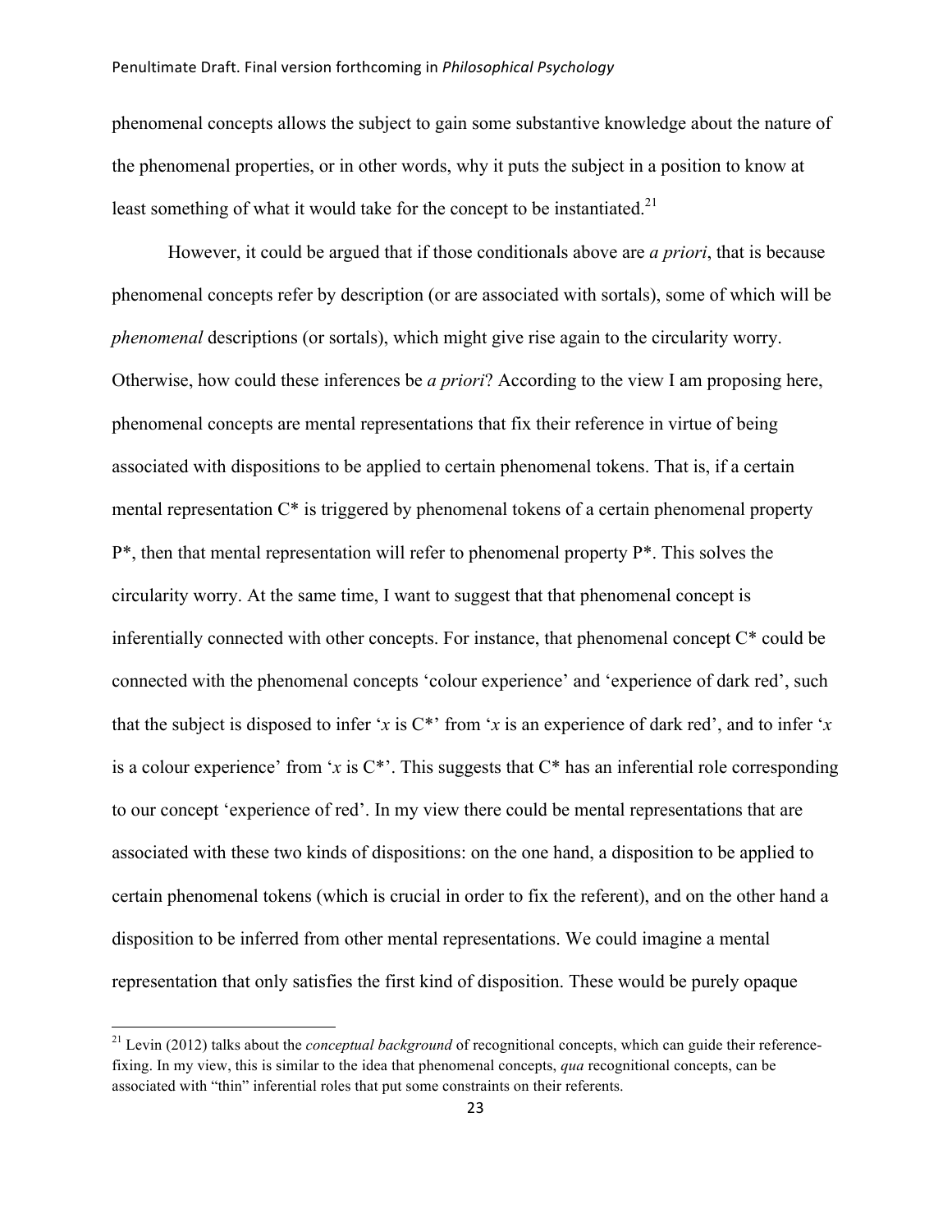phenomenal concepts allows the subject to gain some substantive knowledge about the nature of the phenomenal properties, or in other words, why it puts the subject in a position to know at least something of what it would take for the concept to be instantiated.[21]

However, it could be argued that if those conditionals above are *a priori*, that is because phenomenal concepts refer by description (or are associated with sortals), some of which will be *phenomenal* descriptions (or sortals), which might give rise again to the circularity worry. Otherwise, how could these inferences be *a priori*? According to the view I am proposing here, phenomenal concepts are mental representations that fix their reference in virtue of being associated with dispositions to be applied to certain phenomenal tokens. That is, if a certain mental representation C* is triggered by phenomenal tokens of a certain phenomenal property P*, then that mental representation will refer to phenomenal property P*. This solves the circularity worry. At the same time, I want to suggest that that phenomenal concept is inferentially connected with other concepts. For instance, that phenomenal concept C* could be connected with the phenomenal concepts 'colour experience' and 'experience of dark red', such that the subject is disposed to infer '*x* is C*' from '*x* is an experience of dark red', and to infer '*x* is a colour experience' from '*x* is C*'. This suggests that C* has an inferential role corresponding to our concept 'experience of red'. In my view there could be mental representations that are associated with these two kinds of dispositions: on the one hand, a disposition to be applied to certain phenomenal tokens (which is crucial in order to fix the referent), and on the other hand a disposition to be inferred from other mental representations. We could imagine a mental representation that only satisfies the first kind of disposition. These would be purely opaque

[21] Levin (2012) talks about the *conceptual background* of recognitional concepts, which can guide their reference-fixing. In my view, this is similar to the idea that phenomenal concepts, *qua* recognitional concepts, can be associated with "thin" inferential roles that put some constraints on their referents.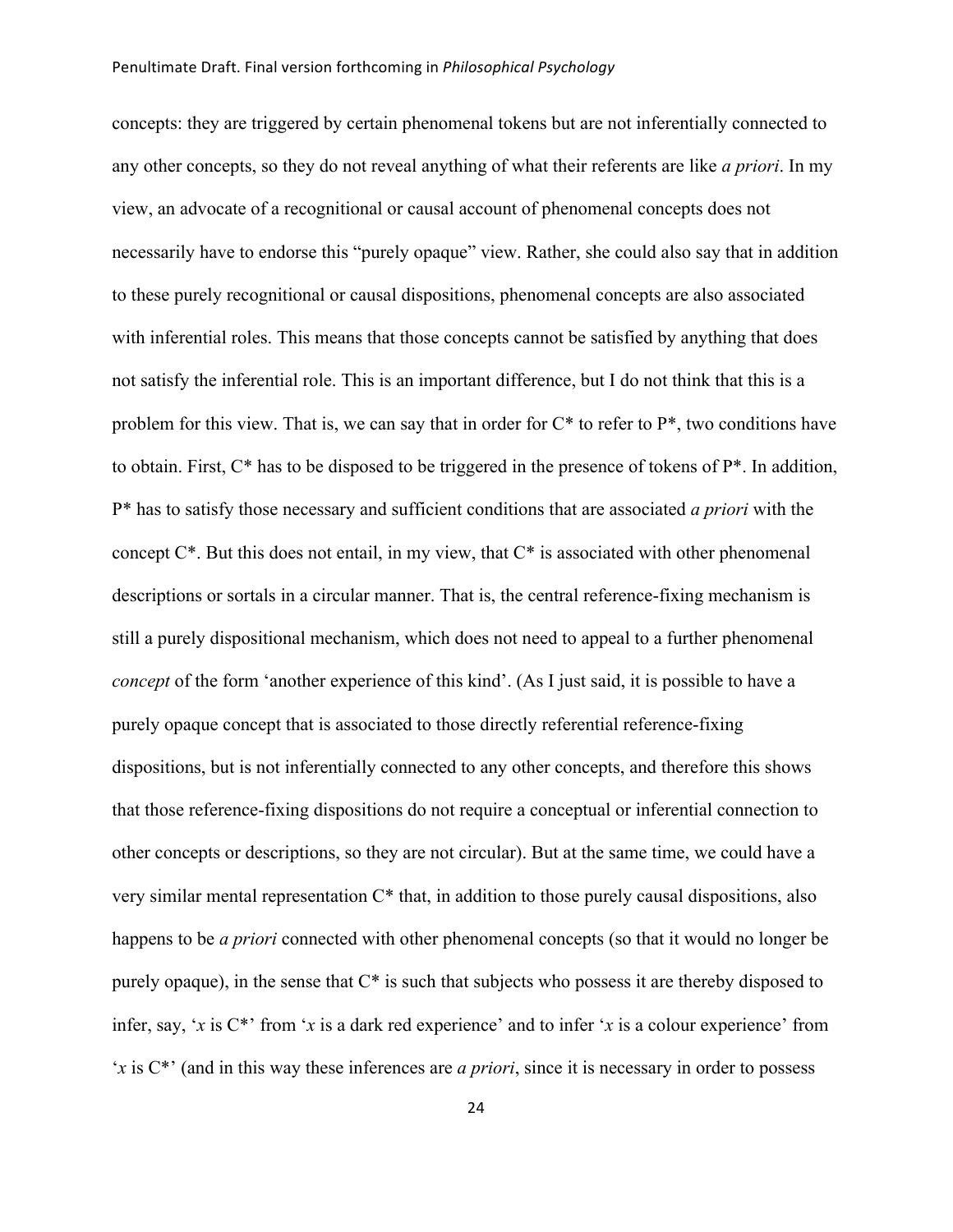concepts: they are triggered by certain phenomenal tokens but are not inferentially connected to any other concepts, so they do not reveal anything of what their referents are like *a priori*. In my view, an advocate of a recognitional or causal account of phenomenal concepts does not necessarily have to endorse this "purely opaque" view. Rather, she could also say that in addition to these purely recognitional or causal dispositions, phenomenal concepts are also associated with inferential roles. This means that those concepts cannot be satisfied by anything that does not satisfy the inferential role. This is an important difference, but I do not think that this is a problem for this view. That is, we can say that in order for C* to refer to P*, two conditions have to obtain. First, C* has to be disposed to be triggered in the presence of tokens of P*. In addition, P* has to satisfy those necessary and sufficient conditions that are associated *a priori* with the concept C*. But this does not entail, in my view, that C* is associated with other phenomenal descriptions or sortals in a circular manner. That is, the central reference-fixing mechanism is still a purely dispositional mechanism, which does not need to appeal to a further phenomenal *concept* of the form 'another experience of this kind'. (As I just said, it is possible to have a purely opaque concept that is associated to those directly referential reference-fixing dispositions, but is not inferentially connected to any other concepts, and therefore this shows that those reference-fixing dispositions do not require a conceptual or inferential connection to other concepts or descriptions, so they are not circular). But at the same time, we could have a very similar mental representation C* that, in addition to those purely causal dispositions, also happens to be *a priori* connected with other phenomenal concepts (so that it would no longer be purely opaque), in the sense that C* is such that subjects who possess it are thereby disposed to infer, say, '*x* is C*' from '*x* is a dark red experience' and to infer '*x* is a colour experience' from '*x* is C*' (and in this way these inferences are *a priori*, since it is necessary in order to possess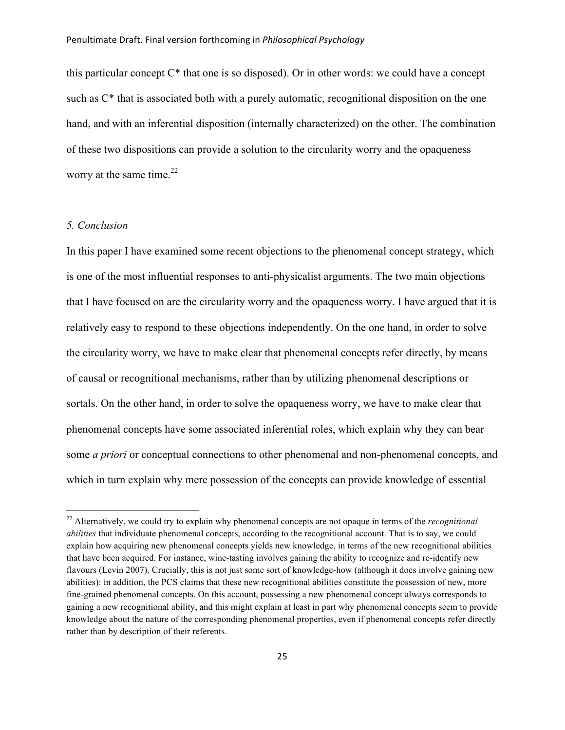this particular concept C* that one is so disposed). Or in other words: we could have a concept such as C* that is associated both with a purely automatic, recognitional disposition on the one hand, and with an inferential disposition (internally characterized) on the other. The combination of these two dispositions can provide a solution to the circularity worry and the opaqueness worry at the same time.[22]

### *5. Conclusion*

In this paper I have examined some recent objections to the phenomenal concept strategy, which is one of the most influential responses to anti-physicalist arguments. The two main objections that I have focused on are the circularity worry and the opaqueness worry. I have argued that it is relatively easy to respond to these objections independently. On the one hand, in order to solve the circularity worry, we have to make clear that phenomenal concepts refer directly, by means of causal or recognitional mechanisms, rather than by utilizing phenomenal descriptions or sortals. On the other hand, in order to solve the opaqueness worry, we have to make clear that phenomenal concepts have some associated inferential roles, which explain why they can bear some *a priori* or conceptual connections to other phenomenal and non-phenomenal concepts, and which in turn explain why mere possession of the concepts can provide knowledge of essential

---

[22] Alternatively, we could try to explain why phenomenal concepts are not opaque in terms of the *recognitional abilities* that individuate phenomenal concepts, according to the recognitional account. That is to say, we could explain how acquiring new phenomenal concepts yields new knowledge, in terms of the new recognitional abilities that have been acquired. For instance, wine-tasting involves gaining the ability to recognize and re-identify new flavours (Levin 2007). Crucially, this is not just some sort of knowledge-how (although it does involve gaining new abilities): in addition, the PCS claims that these new recognitional abilities constitute the possession of new, more fine-grained phenomenal concepts. On this account, possessing a new phenomenal concept always corresponds to gaining a new recognitional ability, and this might explain at least in part why phenomenal concepts seem to provide knowledge about the nature of the corresponding phenomenal properties, even if phenomenal concepts refer directly rather than by description of their referents.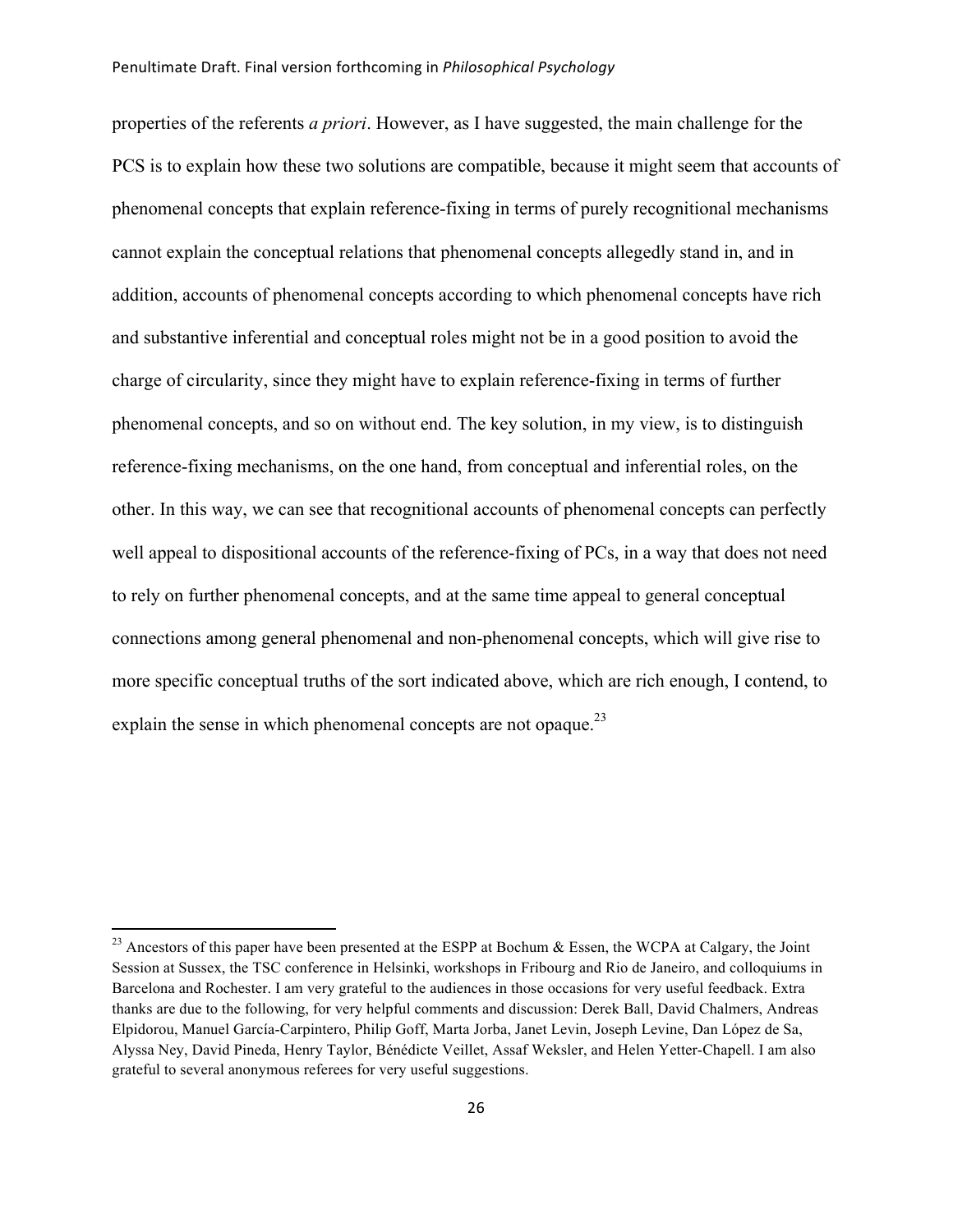properties of the referents *a priori*. However, as I have suggested, the main challenge for the PCS is to explain how these two solutions are compatible, because it might seem that accounts of phenomenal concepts that explain reference-fixing in terms of purely recognitional mechanisms cannot explain the conceptual relations that phenomenal concepts allegedly stand in, and in addition, accounts of phenomenal concepts according to which phenomenal concepts have rich and substantive inferential and conceptual roles might not be in a good position to avoid the charge of circularity, since they might have to explain reference-fixing in terms of further phenomenal concepts, and so on without end. The key solution, in my view, is to distinguish reference-fixing mechanisms, on the one hand, from conceptual and inferential roles, on the other. In this way, we can see that recognitional accounts of phenomenal concepts can perfectly well appeal to dispositional accounts of the reference-fixing of PCs, in a way that does not need to rely on further phenomenal concepts, and at the same time appeal to general conceptual connections among general phenomenal and non-phenomenal concepts, which will give rise to more specific conceptual truths of the sort indicated above, which are rich enough, I contend, to explain the sense in which phenomenal concepts are not opaque.[23]

---

[23] Ancestors of this paper have been presented at the ESPP at Bochum & Essen, the WCPA at Calgary, the Joint Session at Sussex, the TSC conference in Helsinki, workshops in Fribourg and Rio de Janeiro, and colloquiums in Barcelona and Rochester. I am very grateful to the audiences in those occasions for very useful feedback. Extra thanks are due to the following, for very helpful comments and discussion: Derek Ball, David Chalmers, Andreas Elpidorou, Manuel García-Carpintero, Philip Goff, Marta Jorba, Janet Levin, Joseph Levine, Dan López de Sa, Alyssa Ney, David Pineda, Henry Taylor, Bénédicte Veillet, Assaf Weksler, and Helen Yetter-Chapell. I am also grateful to several anonymous referees for very useful suggestions.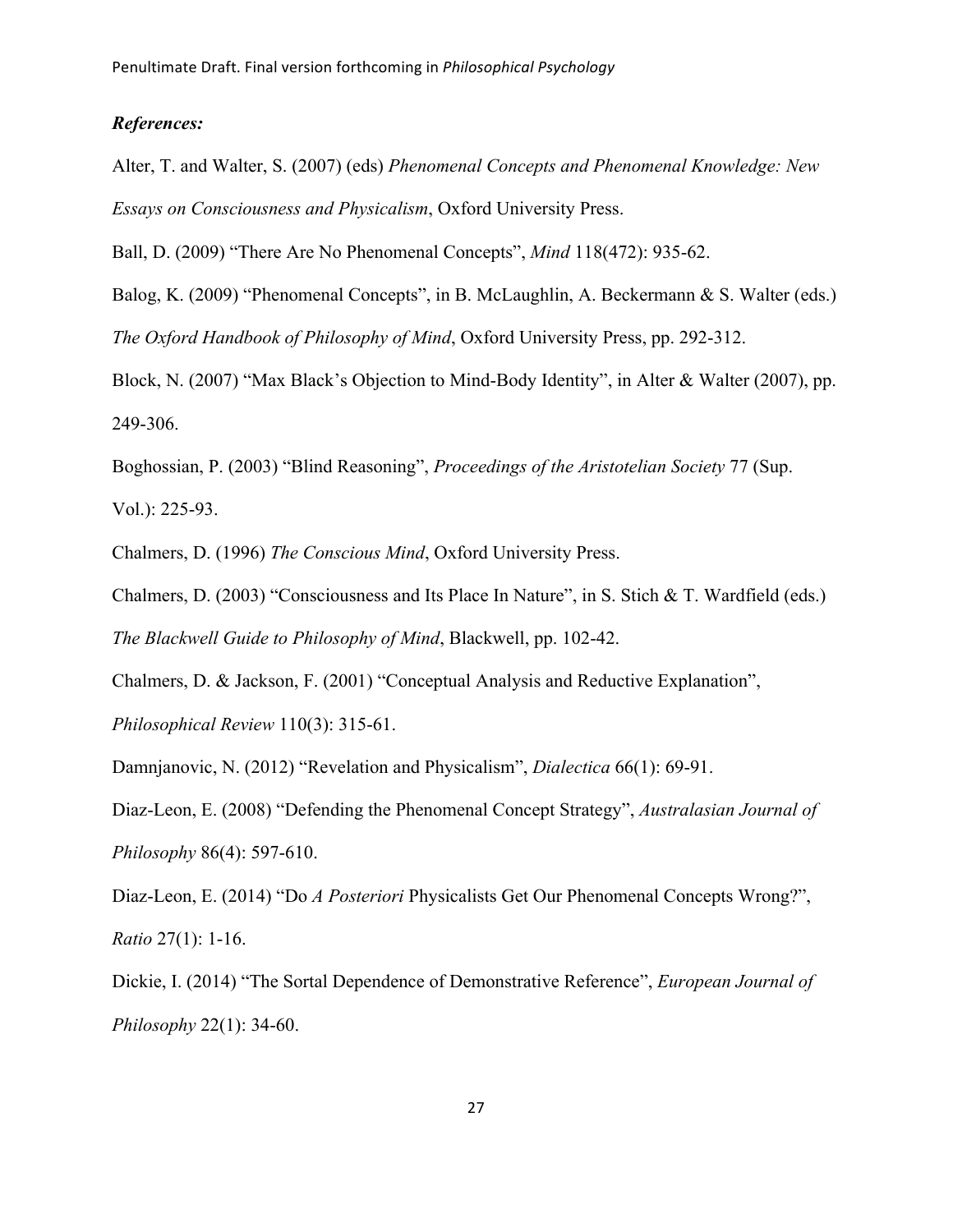***References:***

Alter, T. and Walter, S. (2007) (eds) *Phenomenal Concepts and Phenomenal Knowledge: New Essays on Consciousness and Physicalism*, Oxford University Press.

Ball, D. (2009) "There Are No Phenomenal Concepts", *Mind* 118(472): 935-62.

Balog, K. (2009) "Phenomenal Concepts", in B. McLaughlin, A. Beckermann & S. Walter (eds.) *The Oxford Handbook of Philosophy of Mind*, Oxford University Press, pp. 292-312.

Block, N. (2007) "Max Black's Objection to Mind-Body Identity", in Alter & Walter (2007), pp. 249-306.

Boghossian, P. (2003) "Blind Reasoning", *Proceedings of the Aristotelian Society* 77 (Sup. Vol.): 225-93.

Chalmers, D. (1996) *The Conscious Mind*, Oxford University Press.

Chalmers, D. (2003) "Consciousness and Its Place In Nature", in S. Stich & T. Wardfield (eds.) *The Blackwell Guide to Philosophy of Mind*, Blackwell, pp. 102-42.

Chalmers, D. & Jackson, F. (2001) "Conceptual Analysis and Reductive Explanation", *Philosophical Review* 110(3): 315-61.

Damnjanovic, N. (2012) "Revelation and Physicalism", *Dialectica* 66(1): 69-91.

Diaz-Leon, E. (2008) "Defending the Phenomenal Concept Strategy", *Australasian Journal of Philosophy* 86(4): 597-610.

Diaz-Leon, E. (2014) "Do *A Posteriori* Physicalists Get Our Phenomenal Concepts Wrong?", *Ratio* 27(1): 1-16.

Dickie, I. (2014) "The Sortal Dependence of Demonstrative Reference", *European Journal of Philosophy* 22(1): 34-60.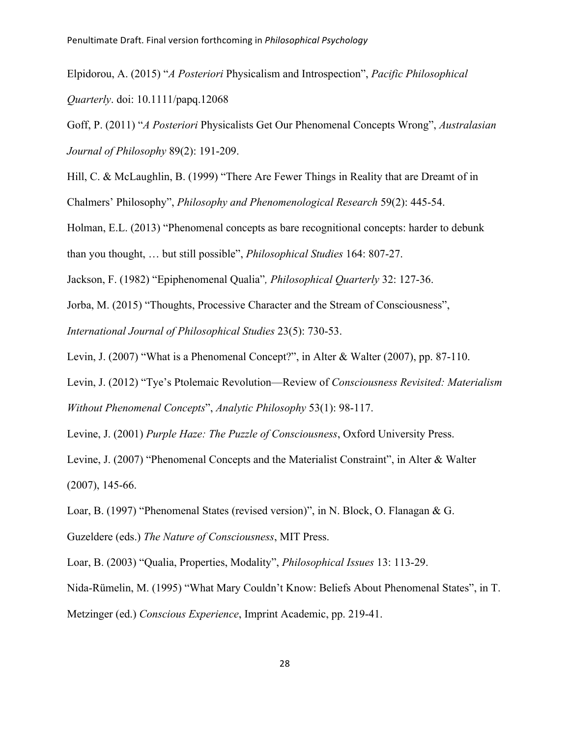Elpidorou, A. (2015) "*A Posteriori* Physicalism and Introspection", *Pacific Philosophical Quarterly*. doi: 10.1111/papq.12068

Goff, P. (2011) "*A Posteriori* Physicalists Get Our Phenomenal Concepts Wrong", *Australasian Journal of Philosophy* 89(2): 191-209.

Hill, C. & McLaughlin, B. (1999) "There Are Fewer Things in Reality that are Dreamt of in Chalmers' Philosophy", *Philosophy and Phenomenological Research* 59(2): 445-54.

Holman, E.L. (2013) "Phenomenal concepts as bare recognitional concepts: harder to debunk than you thought, … but still possible", *Philosophical Studies* 164: 807-27.

Jackson, F. (1982) "Epiphenomenal Qualia", *Philosophical Quarterly* 32: 127-36.

Jorba, M. (2015) "Thoughts, Processive Character and the Stream of Consciousness", *International Journal of Philosophical Studies* 23(5): 730-53.

Levin, J. (2007) "What is a Phenomenal Concept?", in Alter & Walter (2007), pp. 87-110.

Levin, J. (2012) "Tye's Ptolemaic Revolution—Review of *Consciousness Revisited: Materialism Without Phenomenal Concepts*", *Analytic Philosophy* 53(1): 98-117.

Levine, J. (2001) *Purple Haze: The Puzzle of Consciousness*, Oxford University Press.

Levine, J. (2007) "Phenomenal Concepts and the Materialist Constraint", in Alter & Walter (2007), 145-66.

Loar, B. (1997) "Phenomenal States (revised version)", in N. Block, O. Flanagan & G. Guzeldere (eds.) *The Nature of Consciousness*, MIT Press.

Loar, B. (2003) "Qualia, Properties, Modality", *Philosophical Issues* 13: 113-29.

Nida-Rümelin, M. (1995) "What Mary Couldn't Know: Beliefs About Phenomenal States", in T. Metzinger (ed.) *Conscious Experience*, Imprint Academic, pp. 219-41.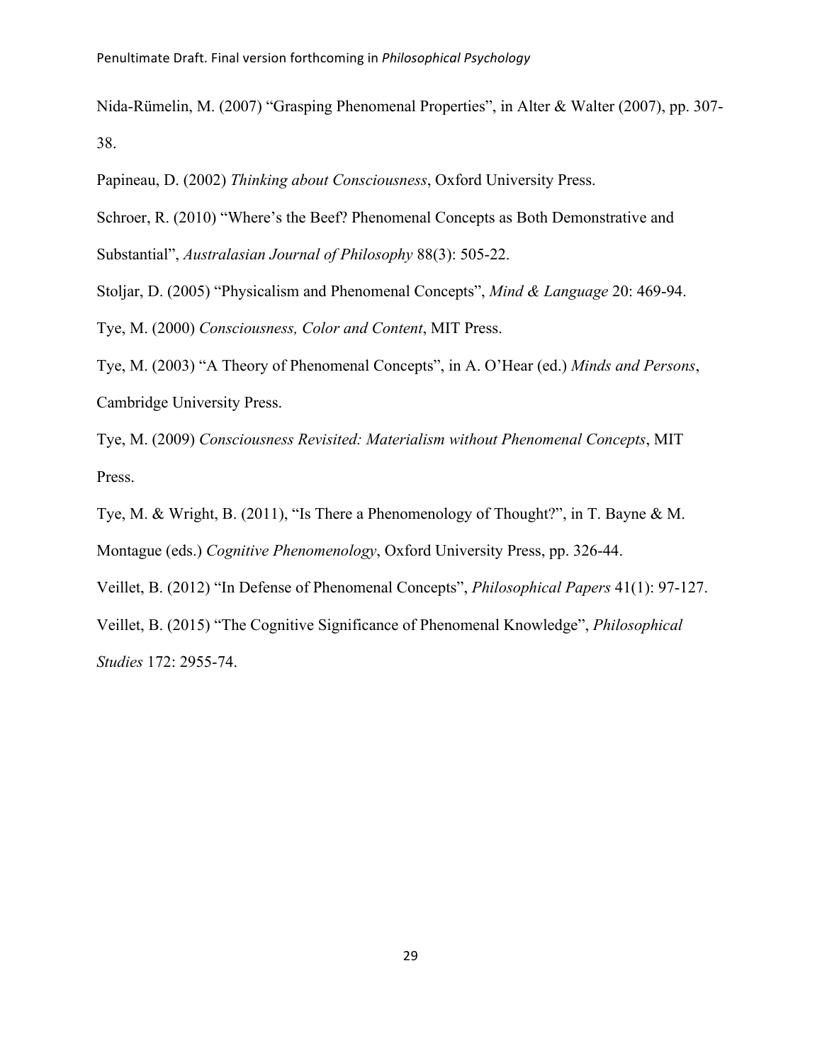Nida-Rümelin, M. (2007) "Grasping Phenomenal Properties", in Alter & Walter (2007), pp. 307-38.

Papineau, D. (2002) *Thinking about Consciousness*, Oxford University Press.

Schroer, R. (2010) "Where's the Beef? Phenomenal Concepts as Both Demonstrative and Substantial", *Australasian Journal of Philosophy* 88(3): 505-22.

Stoljar, D. (2005) "Physicalism and Phenomenal Concepts", *Mind & Language* 20: 469-94.

Tye, M. (2000) *Consciousness, Color and Content*, MIT Press.

Tye, M. (2003) "A Theory of Phenomenal Concepts", in A. O'Hear (ed.) *Minds and Persons*, Cambridge University Press.

Tye, M. (2009) *Consciousness Revisited: Materialism without Phenomenal Concepts*, MIT Press.

Tye, M. & Wright, B. (2011), "Is There a Phenomenology of Thought?", in T. Bayne & M. Montague (eds.) *Cognitive Phenomenology*, Oxford University Press, pp. 326-44.

Veillet, B. (2012) "In Defense of Phenomenal Concepts", *Philosophical Papers* 41(1): 97-127.

Veillet, B. (2015) "The Cognitive Significance of Phenomenal Knowledge", *Philosophical Studies* 172: 2955-74.